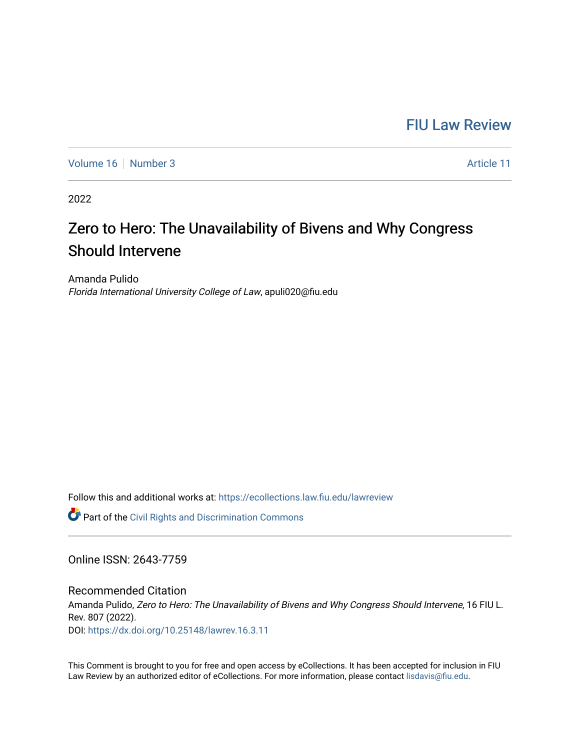FIU Law Review

Volume 16 | Number 3 | Article 11

2022

# Zero to Hero: The Unavailability of Bivens and Why Congress Should Intervene

Amanda Pulido
*Florida International University College of Law*, apuli020@fiu.edu

Follow this and additional works at: https://ecollections.law.fiu.edu/lawreview

Part of the Civil Rights and Discrimination Commons

Online ISSN: 2643-7759

## Recommended Citation

Amanda Pulido, *Zero to Hero: The Unavailability of Bivens and Why Congress Should Intervene*, 16 FIU L. Rev. 807 (2022).
DOI: https://dx.doi.org/10.25148/lawrev.16.3.11

This Comment is brought to you for free and open access by eCollections. It has been accepted for inclusion in FIU Law Review by an authorized editor of eCollections. For more information, please contact lisdavis@fiu.edu.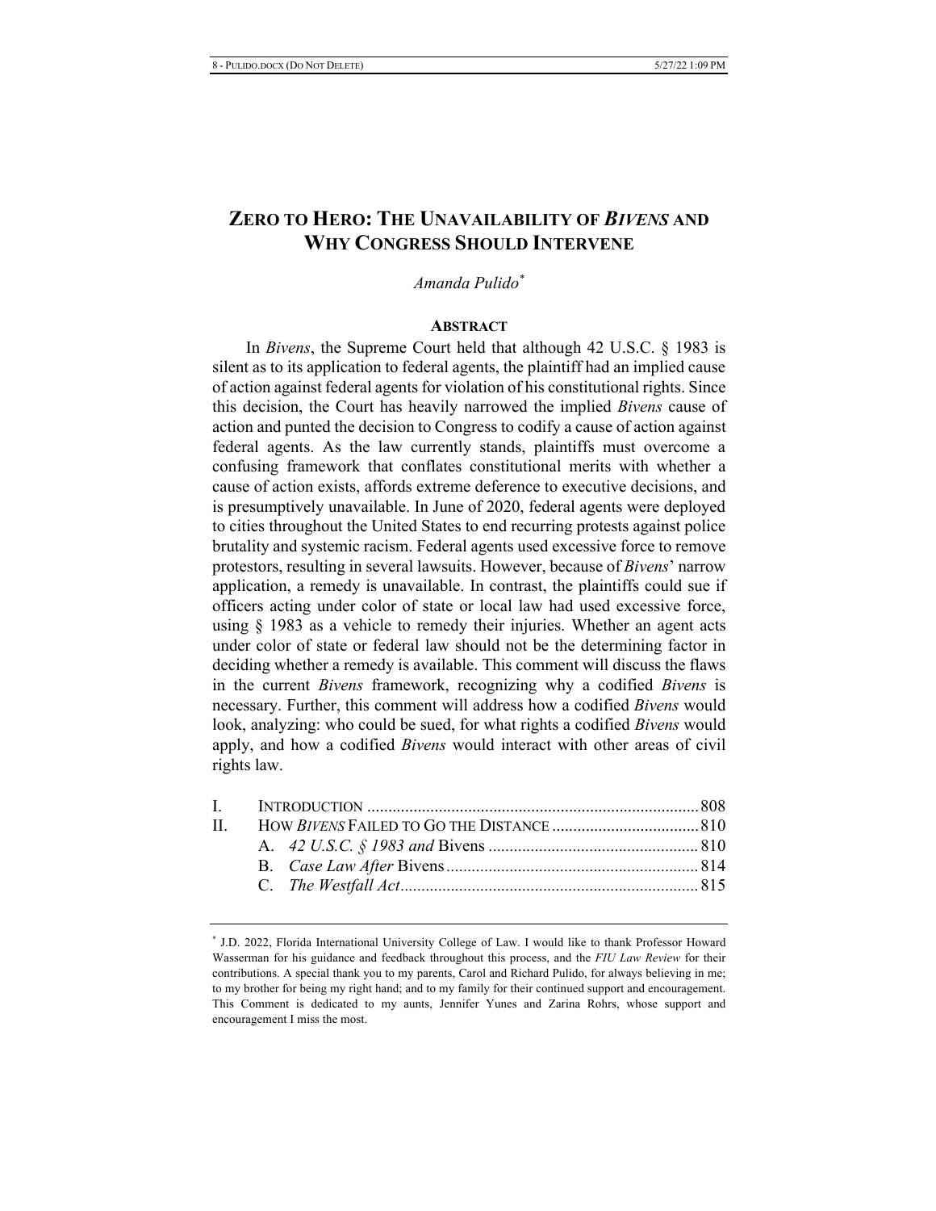# ZERO TO HERO: THE UNAVAILABILITY OF *BIVENS* AND WHY CONGRESS SHOULD INTERVENE

*Amanda Pulido*[*]

## ABSTRACT

In *Bivens*, the Supreme Court held that although 42 U.S.C. § 1983 is silent as to its application to federal agents, the plaintiff had an implied cause of action against federal agents for violation of his constitutional rights. Since this decision, the Court has heavily narrowed the implied *Bivens* cause of action and punted the decision to Congress to codify a cause of action against federal agents. As the law currently stands, plaintiffs must overcome a confusing framework that conflates constitutional merits with whether a cause of action exists, affords extreme deference to executive decisions, and is presumptively unavailable. In June of 2020, federal agents were deployed to cities throughout the United States to end recurring protests against police brutality and systemic racism. Federal agents used excessive force to remove protestors, resulting in several lawsuits. However, because of *Bivens*' narrow application, a remedy is unavailable. In contrast, the plaintiffs could sue if officers acting under color of state or local law had used excessive force, using § 1983 as a vehicle to remedy their injuries. Whether an agent acts under color of state or federal law should not be the determining factor in deciding whether a remedy is available. This comment will discuss the flaws in the current *Bivens* framework, recognizing why a codified *Bivens* is necessary. Further, this comment will address how a codified *Bivens* would look, analyzing: who could be sued, for what rights a codified *Bivens* would apply, and how a codified *Bivens* would interact with other areas of civil rights law.

I. INTRODUCTION .............................................................. 808
II. HOW *BIVENS* FAILED TO GO THE DISTANCE .................................. 810
    A. *42 U.S.C. § 1983 and* Bivens ................................................. 810
    B. *Case Law After* Bivens ........................................................... 814
    C. *The Westfall Act* ..................................................................... 815

---

[*] J.D. 2022, Florida International University College of Law. I would like to thank Professor Howard Wasserman for his guidance and feedback throughout this process, and the *FIU Law Review* for their contributions. A special thank you to my parents, Carol and Richard Pulido, for always believing in me; to my brother for being my right hand; and to my family for their continued support and encouragement. This Comment is dedicated to my aunts, Jennifer Yunes and Zarina Rohrs, whose support and encouragement I miss the most.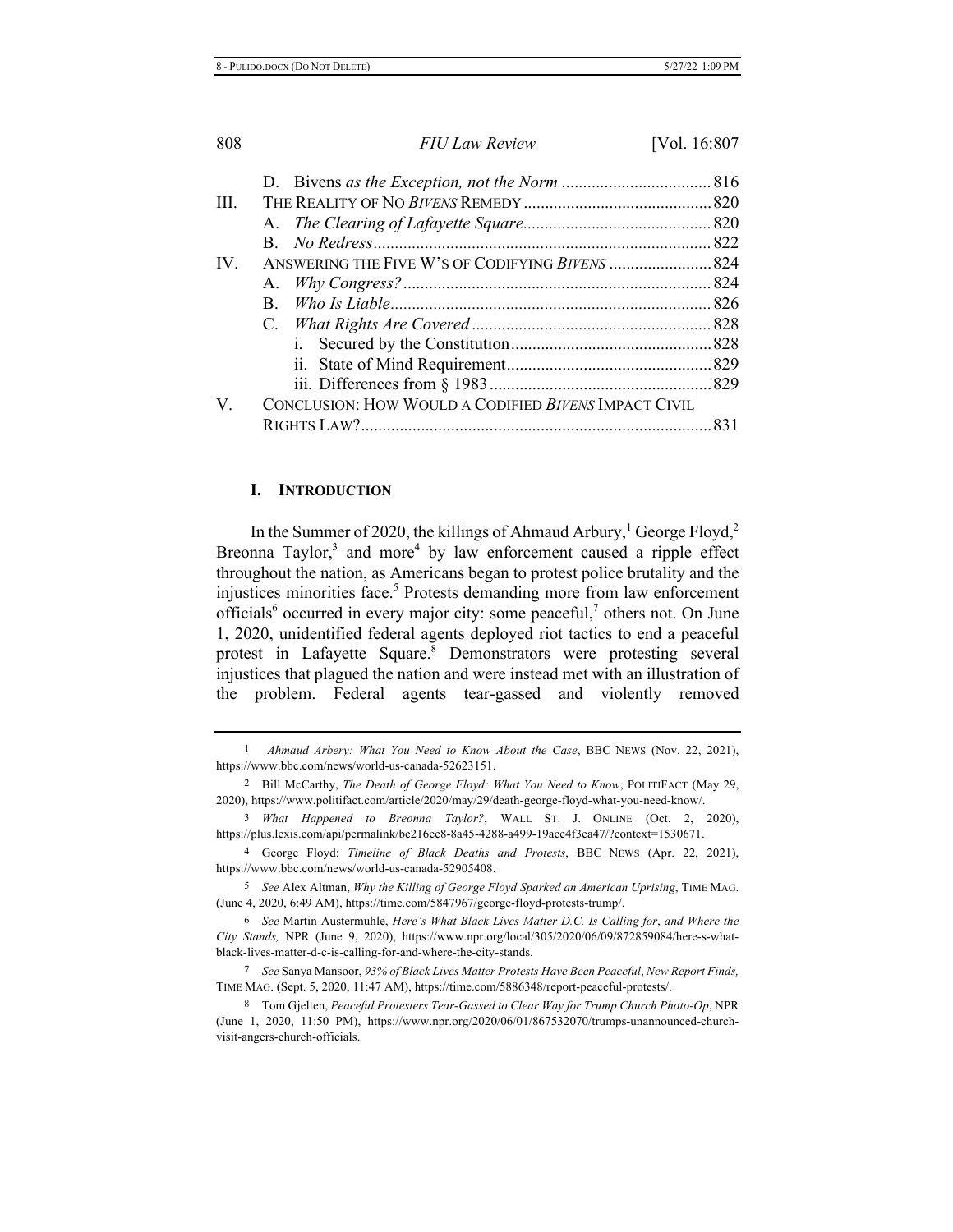| | | |
|---|---|---|
| | D. *Bivens as the Exception, not the Norm* | 816 |
| III. | THE REALITY OF NO *BIVENS* REMEDY | 820 |
| | A. *The Clearing of Lafayette Square* | 820 |
| | B. *No Redress* | 822 |
| IV. | ANSWERING THE FIVE W'S OF CODIFYING *BIVENS* | 824 |
| | A. *Why Congress?* | 824 |
| | B. *Who Is Liable* | 826 |
| | C. *What Rights Are Covered* | 828 |
| | i. Secured by the Constitution | 828 |
| | ii. State of Mind Requirement | 829 |
| | iii. Differences from § 1983 | 829 |
| V. | CONCLUSION: HOW WOULD A CODIFIED *BIVENS* IMPACT CIVIL RIGHTS LAW? | 831 |

## I. INTRODUCTION

In the Summer of 2020, the killings of Ahmaud Arbury,[1] George Floyd,[2] Breonna Taylor,[3] and more[4] by law enforcement caused a ripple effect throughout the nation, as Americans began to protest police brutality and the injustices minorities face.[5] Protests demanding more from law enforcement officials[6] occurred in every major city: some peaceful,[7] others not. On June 1, 2020, unidentified federal agents deployed riot tactics to end a peaceful protest in Lafayette Square.[8] Demonstrators were protesting several injustices that plagued the nation and were instead met with an illustration of the problem. Federal agents tear-gassed and violently removed

---

1 *Ahmaud Arbery: What You Need to Know About the Case*, BBC NEWS (Nov. 22, 2021), https://www.bbc.com/news/world-us-canada-52623151.

2 Bill McCarthy, *The Death of George Floyd: What You Need to Know*, POLITIFACT (May 29, 2020), https://www.politifact.com/article/2020/may/29/death-george-floyd-what-you-need-know/.

3 *What Happened to Breonna Taylor?*, WALL ST. J. ONLINE (Oct. 2, 2020), https://plus.lexis.com/api/permalink/be216ee8-8a45-4288-a499-19ace4f3ea47/?context=1530671.

4 George Floyd: *Timeline of Black Deaths and Protests*, BBC NEWS (Apr. 22, 2021), https://www.bbc.com/news/world-us-canada-52905408.

5 *See* Alex Altman, *Why the Killing of George Floyd Sparked an American Uprising*, TIME MAG. (June 4, 2020, 6:49 AM), https://time.com/5847967/george-floyd-protests-trump/.

6 *See* Martin Austermuhle, *Here's What Black Lives Matter D.C. Is Calling for*, *and Where the City Stands,* NPR (June 9, 2020), https://www.npr.org/local/305/2020/06/09/872859084/here-s-what-black-lives-matter-d-c-is-calling-for-and-where-the-city-stands.

7 *See* Sanya Mansoor, *93% of Black Lives Matter Protests Have Been Peaceful*, *New Report Finds,* TIME MAG. (Sept. 5, 2020, 11:47 AM), https://time.com/5886348/report-peaceful-protests/.

8 Tom Gjelten, *Peaceful Protesters Tear-Gassed to Clear Way for Trump Church Photo-Op*, NPR (June 1, 2020, 11:50 PM), https://www.npr.org/2020/06/01/867532070/trumps-unannounced-church-visit-angers-church-officials.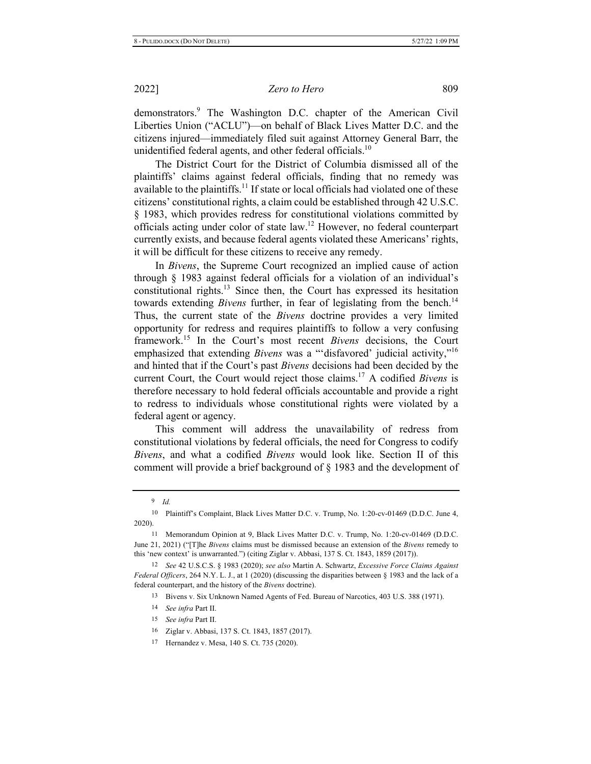demonstrators.[9] The Washington D.C. chapter of the American Civil Liberties Union ("ACLU")—on behalf of Black Lives Matter D.C. and the citizens injured—immediately filed suit against Attorney General Barr, the unidentified federal agents, and other federal officials.[10]

The District Court for the District of Columbia dismissed all of the plaintiffs' claims against federal officials, finding that no remedy was available to the plaintiffs.[11] If state or local officials had violated one of these citizens' constitutional rights, a claim could be established through 42 U.S.C. § 1983, which provides redress for constitutional violations committed by officials acting under color of state law.[12] However, no federal counterpart currently exists, and because federal agents violated these Americans' rights, it will be difficult for these citizens to receive any remedy.

In *Bivens*, the Supreme Court recognized an implied cause of action through § 1983 against federal officials for a violation of an individual's constitutional rights.[13] Since then, the Court has expressed its hesitation towards extending *Bivens* further, in fear of legislating from the bench.[14] Thus, the current state of the *Bivens* doctrine provides a very limited opportunity for redress and requires plaintiffs to follow a very confusing framework.[15] In the Court's most recent *Bivens* decisions, the Court emphasized that extending *Bivens* was a "'disfavored' judicial activity,"[16] and hinted that if the Court's past *Bivens* decisions had been decided by the current Court, the Court would reject those claims.[17] A codified *Bivens* is therefore necessary to hold federal officials accountable and provide a right to redress to individuals whose constitutional rights were violated by a federal agent or agency.

This comment will address the unavailability of redress from constitutional violations by federal officials, the need for Congress to codify *Bivens*, and what a codified *Bivens* would look like. Section II of this comment will provide a brief background of § 1983 and the development of

---

9 *Id.*

10 Plaintiff's Complaint, Black Lives Matter D.C. v. Trump, No. 1:20-cv-01469 (D.D.C. June 4, 2020).

11 Memorandum Opinion at 9, Black Lives Matter D.C. v. Trump, No. 1:20-cv-01469 (D.D.C. June 21, 2021) ("[T]he *Bivens* claims must be dismissed because an extension of the *Bivens* remedy to this 'new context' is unwarranted.") (citing Ziglar v. Abbasi, 137 S. Ct. 1843, 1859 (2017)).

12 *See* 42 U.S.C.S. § 1983 (2020); *see also* Martin A. Schwartz, *Excessive Force Claims Against Federal Officers*, 264 N.Y. L. J., at 1 (2020) (discussing the disparities between § 1983 and the lack of a federal counterpart, and the history of the *Bivens* doctrine).

13 Bivens v. Six Unknown Named Agents of Fed. Bureau of Narcotics, 403 U.S. 388 (1971).

14 *See infra* Part II.

15 *See infra* Part II.

16 Ziglar v. Abbasi, 137 S. Ct. 1843, 1857 (2017).

17 Hernandez v. Mesa, 140 S. Ct. 735 (2020).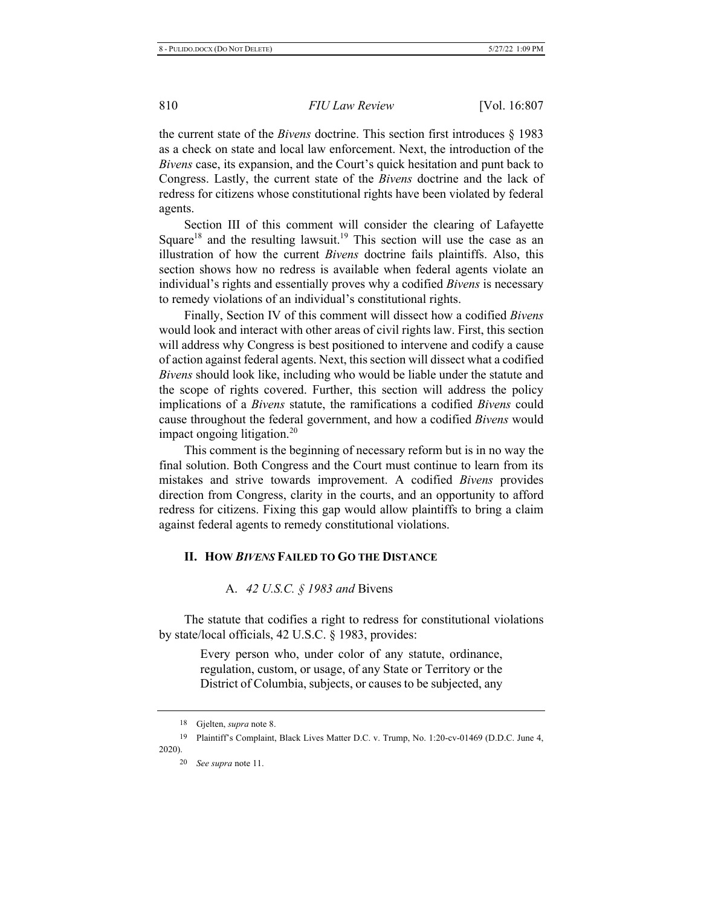the current state of the *Bivens* doctrine. This section first introduces § 1983 as a check on state and local law enforcement. Next, the introduction of the *Bivens* case, its expansion, and the Court's quick hesitation and punt back to Congress. Lastly, the current state of the *Bivens* doctrine and the lack of redress for citizens whose constitutional rights have been violated by federal agents.

Section III of this comment will consider the clearing of Lafayette Square[18] and the resulting lawsuit.[19] This section will use the case as an illustration of how the current *Bivens* doctrine fails plaintiffs. Also, this section shows how no redress is available when federal agents violate an individual's rights and essentially proves why a codified *Bivens* is necessary to remedy violations of an individual's constitutional rights.

Finally, Section IV of this comment will dissect how a codified *Bivens* would look and interact with other areas of civil rights law. First, this section will address why Congress is best positioned to intervene and codify a cause of action against federal agents. Next, this section will dissect what a codified *Bivens* should look like, including who would be liable under the statute and the scope of rights covered. Further, this section will address the policy implications of a *Bivens* statute, the ramifications a codified *Bivens* could cause throughout the federal government, and how a codified *Bivens* would impact ongoing litigation.[20]

This comment is the beginning of necessary reform but is in no way the final solution. Both Congress and the Court must continue to learn from its mistakes and strive towards improvement. A codified *Bivens* provides direction from Congress, clarity in the courts, and an opportunity to afford redress for citizens. Fixing this gap would allow plaintiffs to bring a claim against federal agents to remedy constitutional violations.

## II. HOW *BIVENS* FAILED TO GO THE DISTANCE

### A. *42 U.S.C. § 1983 and* Bivens

The statute that codifies a right to redress for constitutional violations by state/local officials, 42 U.S.C. § 1983, provides:

> Every person who, under color of any statute, ordinance, regulation, custom, or usage, of any State or Territory or the District of Columbia, subjects, or causes to be subjected, any

---

18 Gjelten, *supra* note 8.

19 Plaintiff's Complaint, Black Lives Matter D.C. v. Trump, No. 1:20-cv-01469 (D.D.C. June 4, 2020).

20 *See supra* note 11.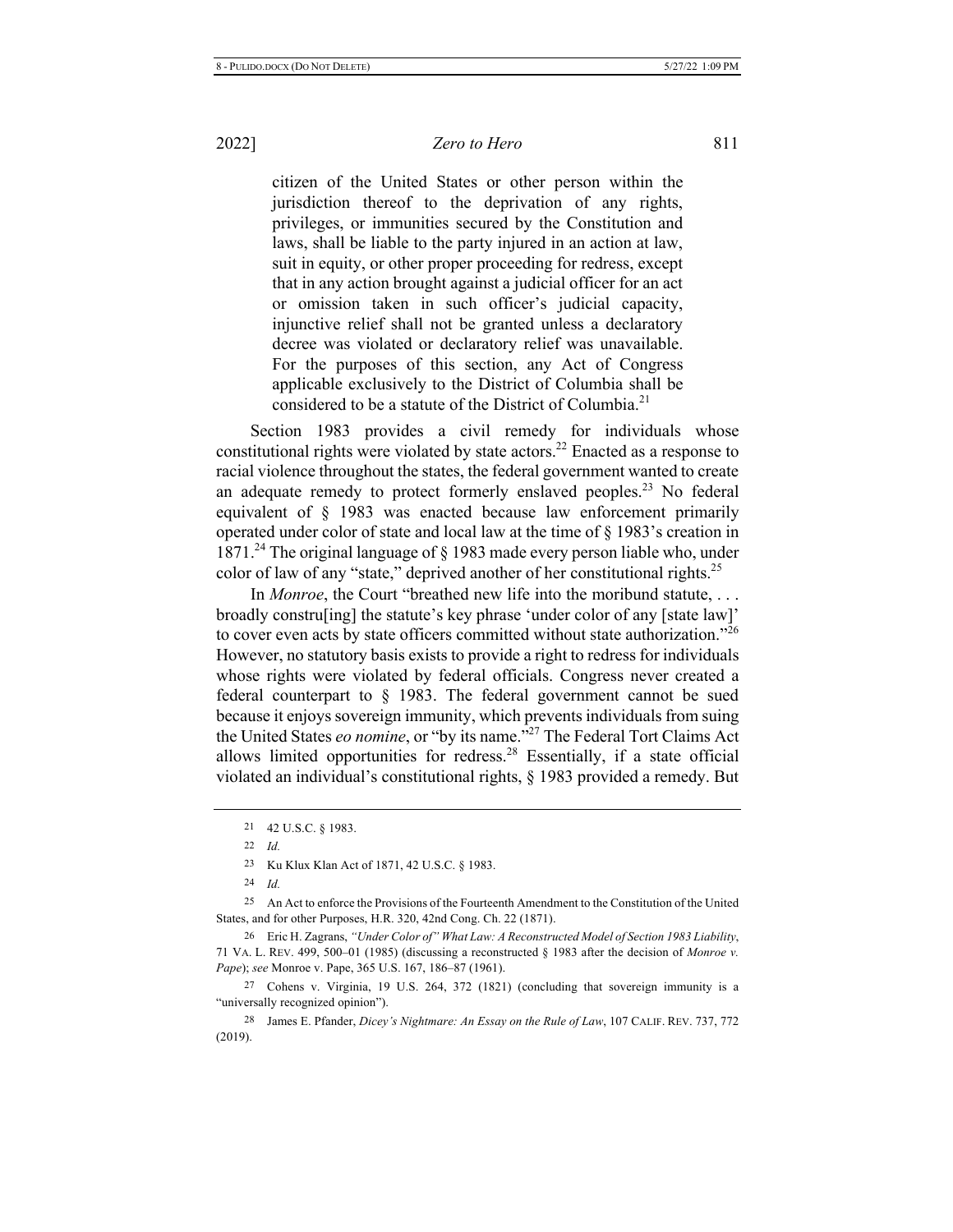> citizen of the United States or other person within the jurisdiction thereof to the deprivation of any rights, privileges, or immunities secured by the Constitution and laws, shall be liable to the party injured in an action at law, suit in equity, or other proper proceeding for redress, except that in any action brought against a judicial officer for an act or omission taken in such officer's judicial capacity, injunctive relief shall not be granted unless a declaratory decree was violated or declaratory relief was unavailable. For the purposes of this section, any Act of Congress applicable exclusively to the District of Columbia shall be considered to be a statute of the District of Columbia.[21]

Section 1983 provides a civil remedy for individuals whose constitutional rights were violated by state actors.[22] Enacted as a response to racial violence throughout the states, the federal government wanted to create an adequate remedy to protect formerly enslaved peoples.[23] No federal equivalent of § 1983 was enacted because law enforcement primarily operated under color of state and local law at the time of § 1983's creation in 1871.[24] The original language of § 1983 made every person liable who, under color of law of any "state," deprived another of her constitutional rights.[25]

In *Monroe*, the Court "breathed new life into the moribund statute, . . . broadly constru[ing] the statute's key phrase 'under color of any [state law]' to cover even acts by state officers committed without state authorization."[26] However, no statutory basis exists to provide a right to redress for individuals whose rights were violated by federal officials. Congress never created a federal counterpart to § 1983. The federal government cannot be sued because it enjoys sovereign immunity, which prevents individuals from suing the United States *eo nomine*, or "by its name."[27] The Federal Tort Claims Act allows limited opportunities for redress.[28] Essentially, if a state official violated an individual's constitutional rights, § 1983 provided a remedy. But

---

21 42 U.S.C. § 1983.

22 *Id.*

23 Ku Klux Klan Act of 1871, 42 U.S.C. § 1983.

24 *Id.*

25 An Act to enforce the Provisions of the Fourteenth Amendment to the Constitution of the United States, and for other Purposes, H.R. 320, 42nd Cong. Ch. 22 (1871).

26 Eric H. Zagrans, *"Under Color of" What Law: A Reconstructed Model of Section 1983 Liability*, 71 VA. L. REV. 499, 500–01 (1985) (discussing a reconstructed § 1983 after the decision of *Monroe v. Pape*); *see* Monroe v. Pape, 365 U.S. 167, 186–87 (1961).

27 Cohens v. Virginia, 19 U.S. 264, 372 (1821) (concluding that sovereign immunity is a "universally recognized opinion").

28 James E. Pfander, *Dicey's Nightmare: An Essay on the Rule of Law*, 107 CALIF. REV. 737, 772 (2019).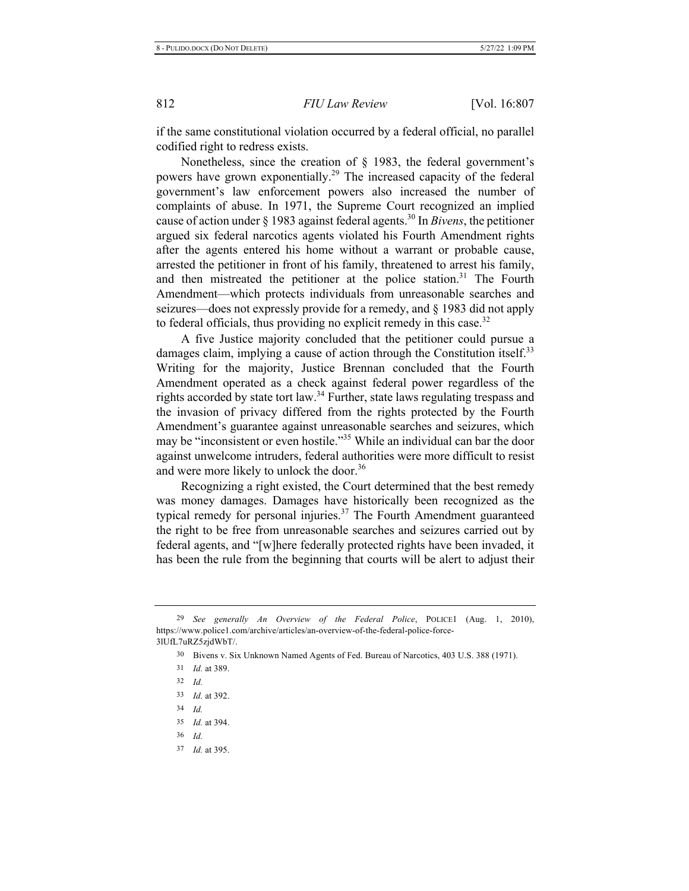if the same constitutional violation occurred by a federal official, no parallel codified right to redress exists.

Nonetheless, since the creation of § 1983, the federal government's powers have grown exponentially.[29] The increased capacity of the federal government's law enforcement powers also increased the number of complaints of abuse. In 1971, the Supreme Court recognized an implied cause of action under § 1983 against federal agents.[30] In *Bivens*, the petitioner argued six federal narcotics agents violated his Fourth Amendment rights after the agents entered his home without a warrant or probable cause, arrested the petitioner in front of his family, threatened to arrest his family, and then mistreated the petitioner at the police station.[31] The Fourth Amendment—which protects individuals from unreasonable searches and seizures—does not expressly provide for a remedy, and § 1983 did not apply to federal officials, thus providing no explicit remedy in this case.[32]

A five Justice majority concluded that the petitioner could pursue a damages claim, implying a cause of action through the Constitution itself.[33] Writing for the majority, Justice Brennan concluded that the Fourth Amendment operated as a check against federal power regardless of the rights accorded by state tort law.[34] Further, state laws regulating trespass and the invasion of privacy differed from the rights protected by the Fourth Amendment's guarantee against unreasonable searches and seizures, which may be "inconsistent or even hostile."[35] While an individual can bar the door against unwelcome intruders, federal authorities were more difficult to resist and were more likely to unlock the door.[36]

Recognizing a right existed, the Court determined that the best remedy was money damages. Damages have historically been recognized as the typical remedy for personal injuries.[37] The Fourth Amendment guaranteed the right to be free from unreasonable searches and seizures carried out by federal agents, and "[w]here federally protected rights have been invaded, it has been the rule from the beginning that courts will be alert to adjust their

---

[29] *See generally An Overview of the Federal Police*, POLICE1 (Aug. 1, 2010), https://www.police1.com/archive/articles/an-overview-of-the-federal-police-force-3lUfL7uRZ5zjdWbT/.

[30] Bivens v. Six Unknown Named Agents of Fed. Bureau of Narcotics, 403 U.S. 388 (1971).

[31] *Id.* at 389.

[32] *Id.*

[33] *Id.* at 392.

[34] *Id.*

[35] *Id.* at 394.

[36] *Id.*

[37] *Id.* at 395.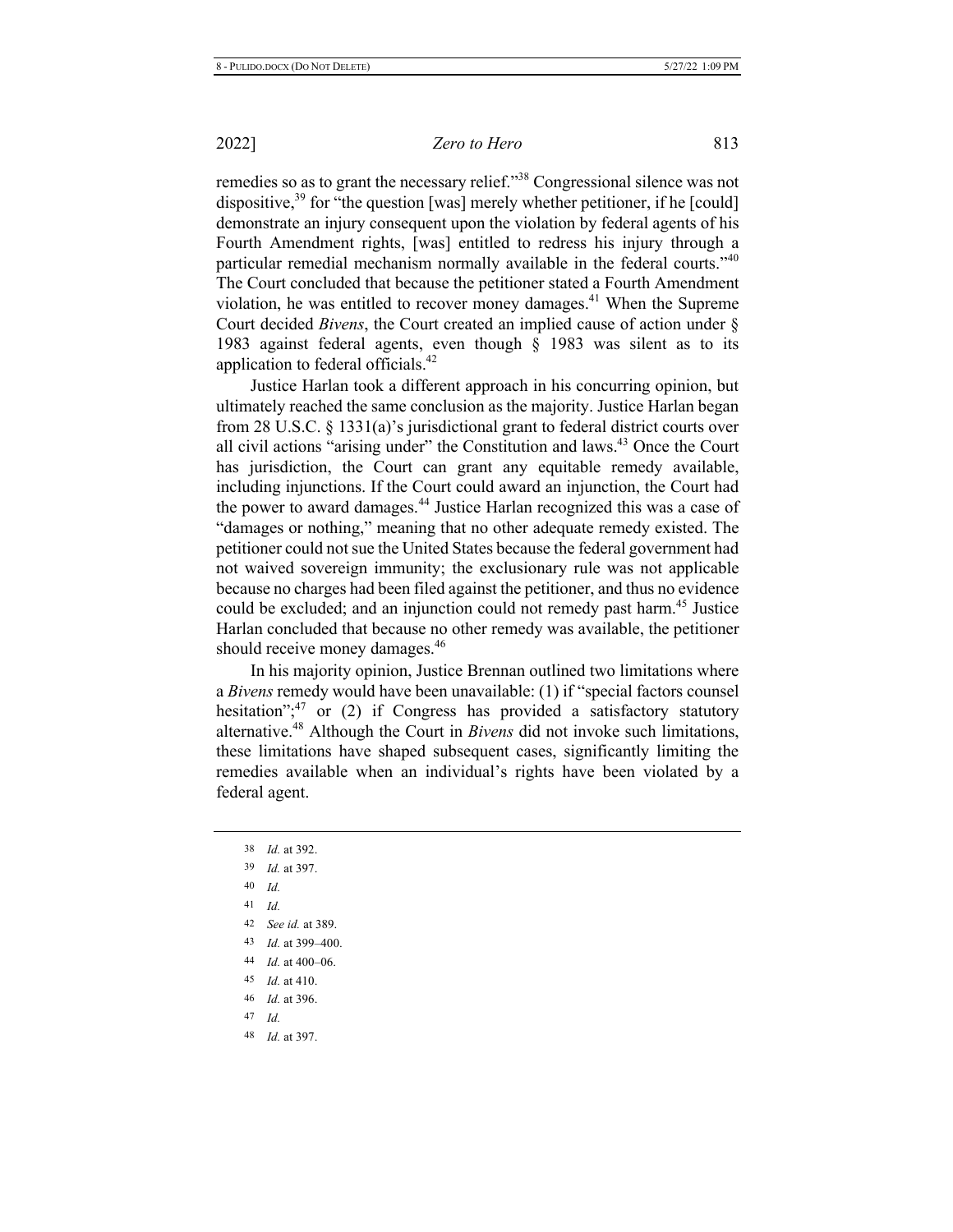remedies so as to grant the necessary relief."[38] Congressional silence was not dispositive,[39] for "the question [was] merely whether petitioner, if he [could] demonstrate an injury consequent upon the violation by federal agents of his Fourth Amendment rights, [was] entitled to redress his injury through a particular remedial mechanism normally available in the federal courts."[40] The Court concluded that because the petitioner stated a Fourth Amendment violation, he was entitled to recover money damages.[41] When the Supreme Court decided *Bivens*, the Court created an implied cause of action under § 1983 against federal agents, even though § 1983 was silent as to its application to federal officials.[42]

Justice Harlan took a different approach in his concurring opinion, but ultimately reached the same conclusion as the majority. Justice Harlan began from 28 U.S.C. § 1331(a)'s jurisdictional grant to federal district courts over all civil actions "arising under" the Constitution and laws.[43] Once the Court has jurisdiction, the Court can grant any equitable remedy available, including injunctions. If the Court could award an injunction, the Court had the power to award damages.[44] Justice Harlan recognized this was a case of "damages or nothing," meaning that no other adequate remedy existed. The petitioner could not sue the United States because the federal government had not waived sovereign immunity; the exclusionary rule was not applicable because no charges had been filed against the petitioner, and thus no evidence could be excluded; and an injunction could not remedy past harm.[45] Justice Harlan concluded that because no other remedy was available, the petitioner should receive money damages.[46]

In his majority opinion, Justice Brennan outlined two limitations where a *Bivens* remedy would have been unavailable: (1) if "special factors counsel hesitation";[47] or (2) if Congress has provided a satisfactory statutory alternative.[48] Although the Court in *Bivens* did not invoke such limitations, these limitations have shaped subsequent cases, significantly limiting the remedies available when an individual's rights have been violated by a federal agent.

---

38 *Id.* at 392.

39 *Id.* at 397.

40 *Id.*

41 *Id.*

42 *See id.* at 389.

43 *Id.* at 399–400.

44 *Id.* at 400–06.

45 *Id.* at 410.

46 *Id.* at 396.

47 *Id.*

48 *Id.* at 397.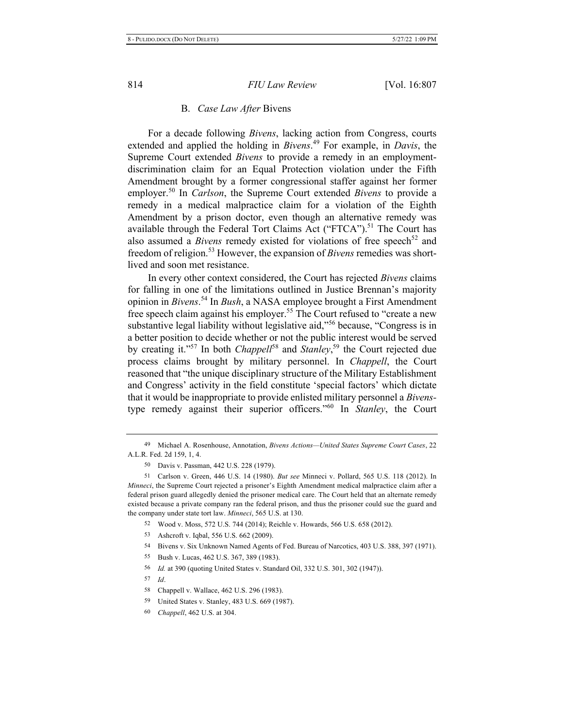### B. *Case Law After* Bivens

For a decade following *Bivens*, lacking action from Congress, courts extended and applied the holding in *Bivens*.[49] For example, in *Davis*, the Supreme Court extended *Bivens* to provide a remedy in an employment-discrimination claim for an Equal Protection violation under the Fifth Amendment brought by a former congressional staffer against her former employer.[50] In *Carlson*, the Supreme Court extended *Bivens* to provide a remedy in a medical malpractice claim for a violation of the Eighth Amendment by a prison doctor, even though an alternative remedy was available through the Federal Tort Claims Act ("FTCA").[51] The Court has also assumed a *Bivens* remedy existed for violations of free speech[52] and freedom of religion.[53] However, the expansion of *Bivens* remedies was short-lived and soon met resistance.

In every other context considered, the Court has rejected *Bivens* claims for falling in one of the limitations outlined in Justice Brennan's majority opinion in *Bivens*.[54] In *Bush*, a NASA employee brought a First Amendment free speech claim against his employer.[55] The Court refused to "create a new substantive legal liability without legislative aid,"[56] because, "Congress is in a better position to decide whether or not the public interest would be served by creating it."[57] In both *Chappell*[58] and *Stanley*,[59] the Court rejected due process claims brought by military personnel. In *Chappell*, the Court reasoned that "the unique disciplinary structure of the Military Establishment and Congress' activity in the field constitute 'special factors' which dictate that it would be inappropriate to provide enlisted military personnel a *Bivens*-type remedy against their superior officers."[60] In *Stanley*, the Court

---

49 Michael A. Rosenhouse, Annotation, *Bivens Actions—United States Supreme Court Cases*, 22 A.L.R. Fed. 2d 159, 1, 4.

50 Davis v. Passman, 442 U.S. 228 (1979).

51 Carlson v. Green, 446 U.S. 14 (1980). *But see* Minneci v. Pollard, 565 U.S. 118 (2012). In *Minneci*, the Supreme Court rejected a prisoner's Eighth Amendment medical malpractice claim after a federal prison guard allegedly denied the prisoner medical care. The Court held that an alternate remedy existed because a private company ran the federal prison, and thus the prisoner could sue the guard and the company under state tort law. *Minneci*, 565 U.S. at 130.

52 Wood v. Moss, 572 U.S. 744 (2014); Reichle v. Howards, 566 U.S. 658 (2012).

53 Ashcroft v. Iqbal, 556 U.S. 662 (2009).

54 Bivens v. Six Unknown Named Agents of Fed. Bureau of Narcotics, 403 U.S. 388, 397 (1971).

55 Bush v. Lucas, 462 U.S. 367, 389 (1983).

56 *Id.* at 390 (quoting United States v. Standard Oil, 332 U.S. 301, 302 (1947)).

57 *Id*.

58 Chappell v. Wallace, 462 U.S. 296 (1983).

59 United States v. Stanley, 483 U.S. 669 (1987).

60 *Chappell*, 462 U.S. at 304.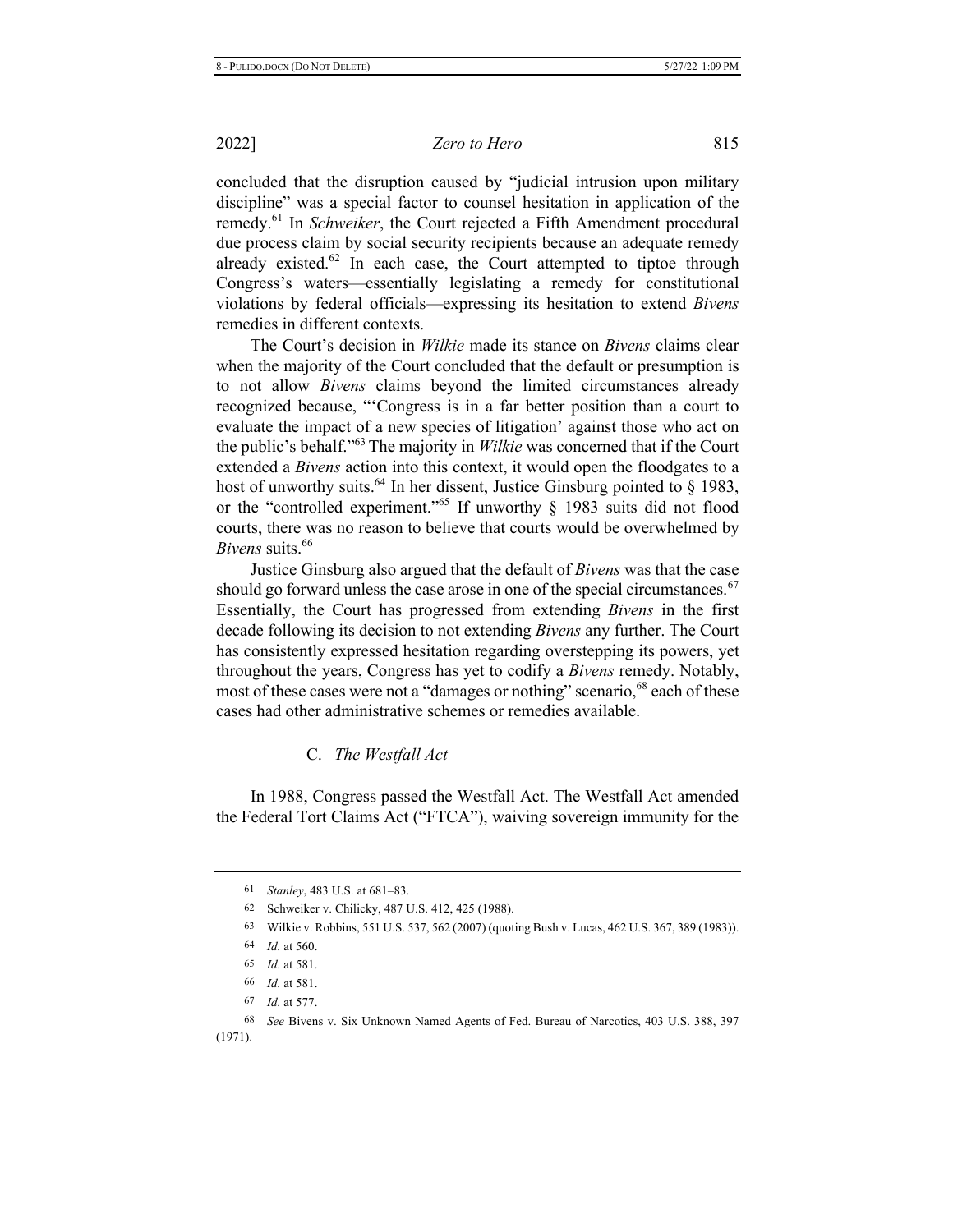concluded that the disruption caused by "judicial intrusion upon military discipline" was a special factor to counsel hesitation in application of the remedy.[61] In *Schweiker*, the Court rejected a Fifth Amendment procedural due process claim by social security recipients because an adequate remedy already existed.[62] In each case, the Court attempted to tiptoe through Congress's waters—essentially legislating a remedy for constitutional violations by federal officials—expressing its hesitation to extend *Bivens* remedies in different contexts.

The Court's decision in *Wilkie* made its stance on *Bivens* claims clear when the majority of the Court concluded that the default or presumption is to not allow *Bivens* claims beyond the limited circumstances already recognized because, "'Congress is in a far better position than a court to evaluate the impact of a new species of litigation' against those who act on the public's behalf."[63] The majority in *Wilkie* was concerned that if the Court extended a *Bivens* action into this context, it would open the floodgates to a host of unworthy suits.[64] In her dissent, Justice Ginsburg pointed to § 1983, or the "controlled experiment."[65] If unworthy § 1983 suits did not flood courts, there was no reason to believe that courts would be overwhelmed by *Bivens* suits.[66]

Justice Ginsburg also argued that the default of *Bivens* was that the case should go forward unless the case arose in one of the special circumstances.[67] Essentially, the Court has progressed from extending *Bivens* in the first decade following its decision to not extending *Bivens* any further. The Court has consistently expressed hesitation regarding overstepping its powers, yet throughout the years, Congress has yet to codify a *Bivens* remedy. Notably, most of these cases were not a "damages or nothing" scenario,[68] each of these cases had other administrative schemes or remedies available.

### C. *The Westfall Act*

In 1988, Congress passed the Westfall Act. The Westfall Act amended the Federal Tort Claims Act ("FTCA"), waiving sovereign immunity for the

---

61 *Stanley*, 483 U.S. at 681–83.

62 Schweiker v. Chilicky, 487 U.S. 412, 425 (1988).

63 Wilkie v. Robbins, 551 U.S. 537, 562 (2007) (quoting Bush v. Lucas, 462 U.S. 367, 389 (1983)).

64 *Id.* at 560.

65 *Id.* at 581.

66 *Id.* at 581.

67 *Id.* at 577.

68 *See* Bivens v. Six Unknown Named Agents of Fed. Bureau of Narcotics, 403 U.S. 388, 397 (1971).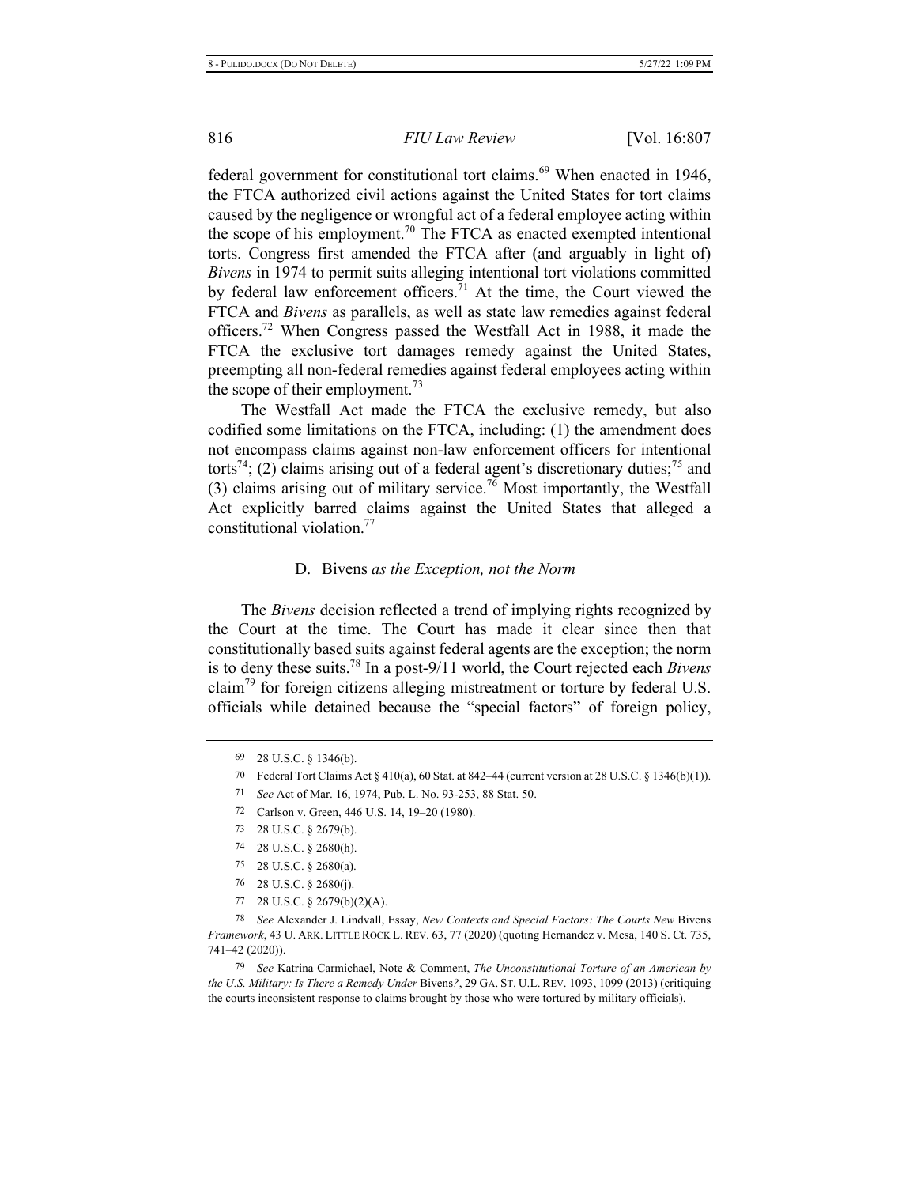federal government for constitutional tort claims.[69] When enacted in 1946, the FTCA authorized civil actions against the United States for tort claims caused by the negligence or wrongful act of a federal employee acting within the scope of his employment.[70] The FTCA as enacted exempted intentional torts. Congress first amended the FTCA after (and arguably in light of) *Bivens* in 1974 to permit suits alleging intentional tort violations committed by federal law enforcement officers.[71] At the time, the Court viewed the FTCA and *Bivens* as parallels, as well as state law remedies against federal officers.[72] When Congress passed the Westfall Act in 1988, it made the FTCA the exclusive tort damages remedy against the United States, preempting all non-federal remedies against federal employees acting within the scope of their employment.[73]

The Westfall Act made the FTCA the exclusive remedy, but also codified some limitations on the FTCA, including: (1) the amendment does not encompass claims against non-law enforcement officers for intentional torts[74]; (2) claims arising out of a federal agent's discretionary duties;[75] and (3) claims arising out of military service.[76] Most importantly, the Westfall Act explicitly barred claims against the United States that alleged a constitutional violation.[77]

### D. *Bivens as the Exception, not the Norm*

The *Bivens* decision reflected a trend of implying rights recognized by the Court at the time. The Court has made it clear since then that constitutionally based suits against federal agents are the exception; the norm is to deny these suits.[78] In a post-9/11 world, the Court rejected each *Bivens* claim[79] for foreign citizens alleging mistreatment or torture by federal U.S. officials while detained because the "special factors" of foreign policy,

---

[69] 28 U.S.C. § 1346(b).

[70] Federal Tort Claims Act § 410(a), 60 Stat. at 842–44 (current version at 28 U.S.C. § 1346(b)(1)).

[71] *See* Act of Mar. 16, 1974, Pub. L. No. 93-253, 88 Stat. 50.

[72] Carlson v. Green, 446 U.S. 14, 19–20 (1980).

[73] 28 U.S.C. § 2679(b).

[74] 28 U.S.C. § 2680(h).

[75] 28 U.S.C. § 2680(a).

[76] 28 U.S.C. § 2680(j).

[77] 28 U.S.C. § 2679(b)(2)(A).

[78] *See* Alexander J. Lindvall, Essay, *New Contexts and Special Factors: The Courts New* Bivens *Framework*, 43 U. ARK. LITTLE ROCK L. REV. 63, 77 (2020) (quoting Hernandez v. Mesa, 140 S. Ct. 735, 741–42 (2020)).

[79] *See* Katrina Carmichael, Note & Comment, *The Unconstitutional Torture of an American by the U.S. Military: Is There a Remedy Under* Bivens*?*, 29 GA. ST. U.L. REV. 1093, 1099 (2013) (critiquing the courts inconsistent response to claims brought by those who were tortured by military officials).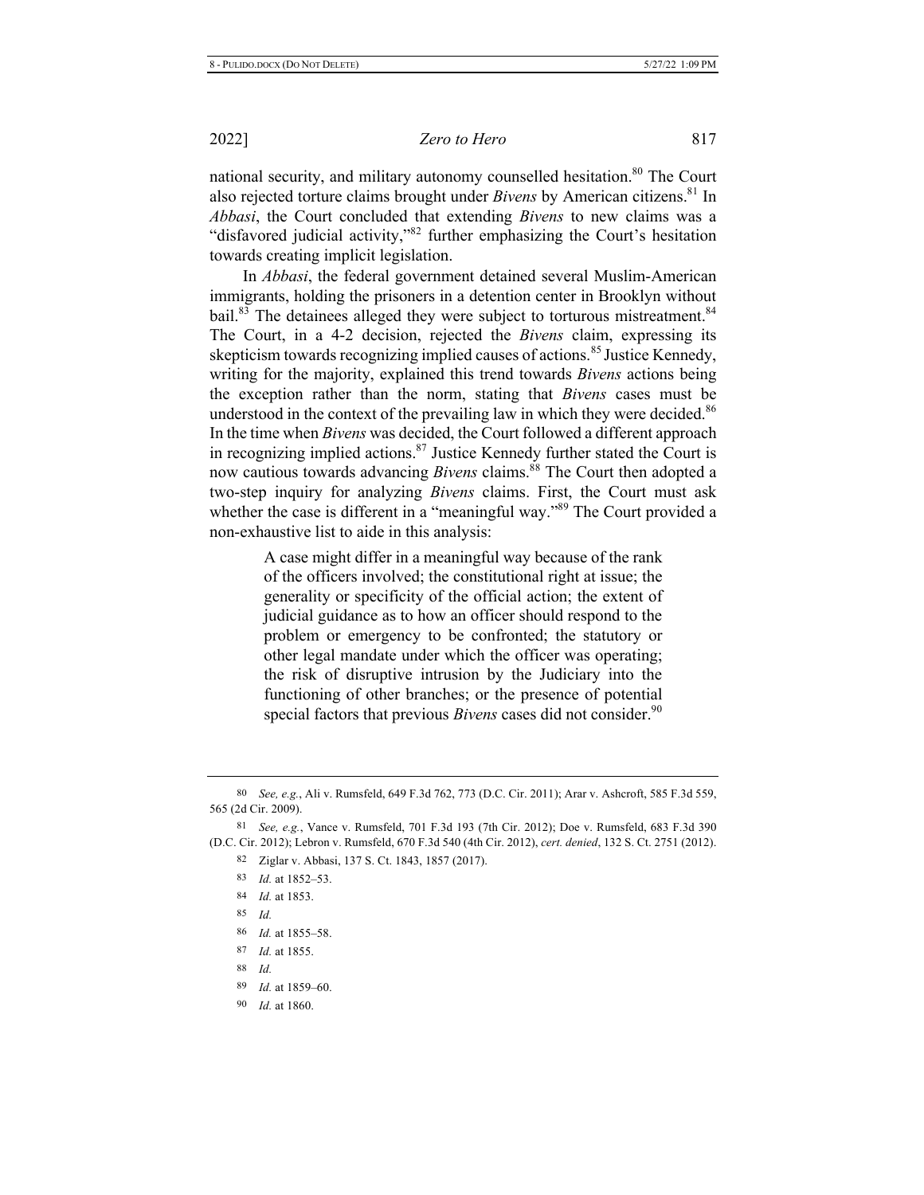national security, and military autonomy counselled hesitation.[80] The Court also rejected torture claims brought under *Bivens* by American citizens.[81] In *Abbasi*, the Court concluded that extending *Bivens* to new claims was a "disfavored judicial activity,"[82] further emphasizing the Court's hesitation towards creating implicit legislation.

In *Abbasi*, the federal government detained several Muslim-American immigrants, holding the prisoners in a detention center in Brooklyn without bail.[83] The detainees alleged they were subject to torturous mistreatment.[84] The Court, in a 4-2 decision, rejected the *Bivens* claim, expressing its skepticism towards recognizing implied causes of actions.[85] Justice Kennedy, writing for the majority, explained this trend towards *Bivens* actions being the exception rather than the norm, stating that *Bivens* cases must be understood in the context of the prevailing law in which they were decided.[86] In the time when *Bivens* was decided, the Court followed a different approach in recognizing implied actions.[87] Justice Kennedy further stated the Court is now cautious towards advancing *Bivens* claims.[88] The Court then adopted a two-step inquiry for analyzing *Bivens* claims. First, the Court must ask whether the case is different in a "meaningful way."[89] The Court provided a non-exhaustive list to aide in this analysis:

> A case might differ in a meaningful way because of the rank of the officers involved; the constitutional right at issue; the generality or specificity of the official action; the extent of judicial guidance as to how an officer should respond to the problem or emergency to be confronted; the statutory or other legal mandate under which the officer was operating; the risk of disruptive intrusion by the Judiciary into the functioning of other branches; or the presence of potential special factors that previous *Bivens* cases did not consider.[90]

---

80 *See, e.g.*, Ali v. Rumsfeld, 649 F.3d 762, 773 (D.C. Cir. 2011); Arar v. Ashcroft, 585 F.3d 559, 565 (2d Cir. 2009).

81 *See, e.g.*, Vance v. Rumsfeld, 701 F.3d 193 (7th Cir. 2012); Doe v. Rumsfeld, 683 F.3d 390 (D.C. Cir. 2012); Lebron v. Rumsfeld, 670 F.3d 540 (4th Cir. 2012), *cert. denied*, 132 S. Ct. 2751 (2012).

82 Ziglar v. Abbasi, 137 S. Ct. 1843, 1857 (2017).

83 *Id.* at 1852–53.

84 *Id.* at 1853.

85 *Id.*

86 *Id.* at 1855–58.

87 *Id.* at 1855.

88 *Id.*

89 *Id.* at 1859–60.

90 *Id.* at 1860.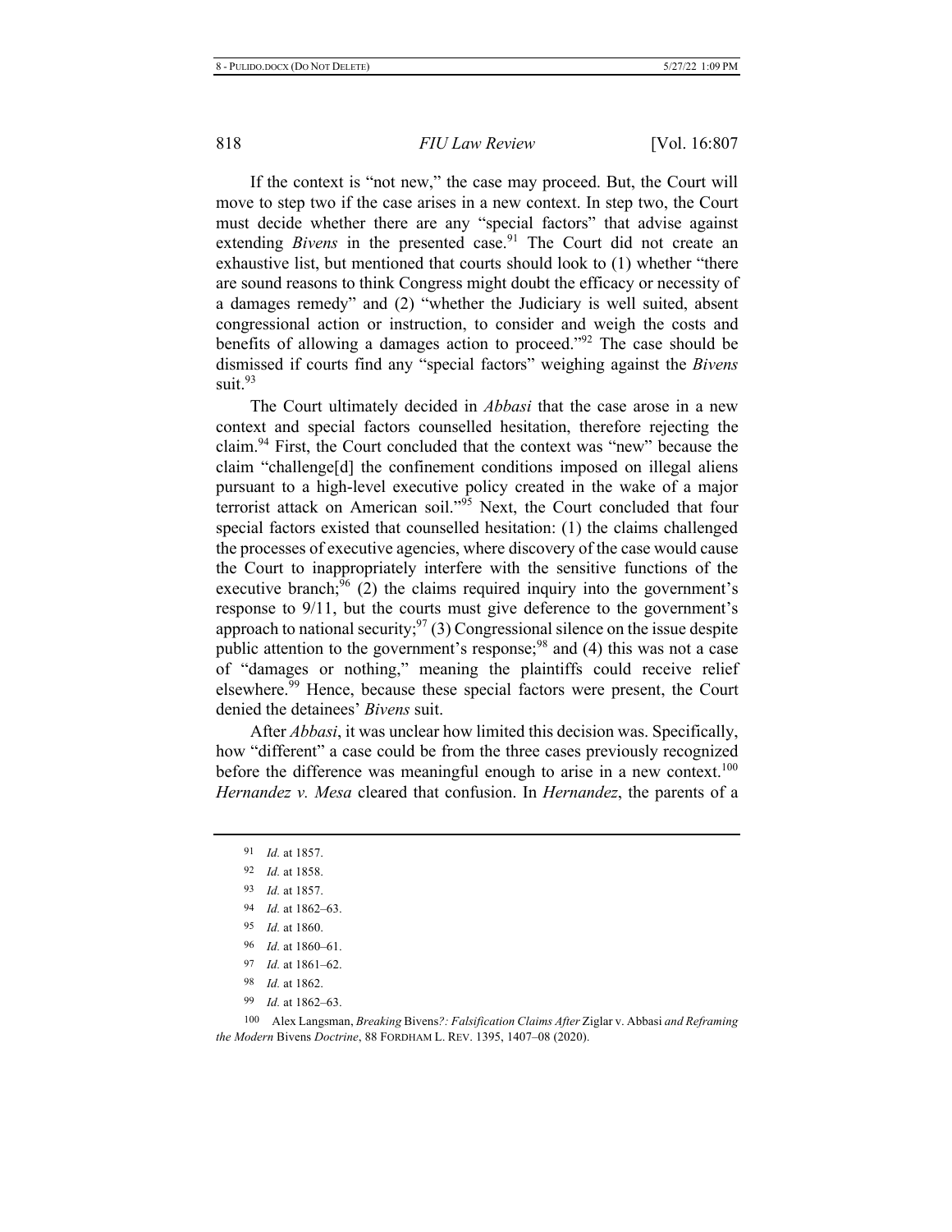If the context is "not new," the case may proceed. But, the Court will move to step two if the case arises in a new context. In step two, the Court must decide whether there are any "special factors" that advise against extending *Bivens* in the presented case.[91] The Court did not create an exhaustive list, but mentioned that courts should look to (1) whether "there are sound reasons to think Congress might doubt the efficacy or necessity of a damages remedy" and (2) "whether the Judiciary is well suited, absent congressional action or instruction, to consider and weigh the costs and benefits of allowing a damages action to proceed."[92] The case should be dismissed if courts find any "special factors" weighing against the *Bivens* suit.[93]

The Court ultimately decided in *Abbasi* that the case arose in a new context and special factors counselled hesitation, therefore rejecting the claim.[94] First, the Court concluded that the context was "new" because the claim "challenge[d] the confinement conditions imposed on illegal aliens pursuant to a high-level executive policy created in the wake of a major terrorist attack on American soil."[95] Next, the Court concluded that four special factors existed that counselled hesitation: (1) the claims challenged the processes of executive agencies, where discovery of the case would cause the Court to inappropriately interfere with the sensitive functions of the executive branch;[96] (2) the claims required inquiry into the government's response to 9/11, but the courts must give deference to the government's approach to national security;[97] (3) Congressional silence on the issue despite public attention to the government's response;[98] and (4) this was not a case of "damages or nothing," meaning the plaintiffs could receive relief elsewhere.[99] Hence, because these special factors were present, the Court denied the detainees' *Bivens* suit.

After *Abbasi*, it was unclear how limited this decision was. Specifically, how "different" a case could be from the three cases previously recognized before the difference was meaningful enough to arise in a new context.[100] *Hernandez v. Mesa* cleared that confusion. In *Hernandez*, the parents of a

---

91 *Id.* at 1857.

92 *Id.* at 1858.

93 *Id.* at 1857.

94 *Id.* at 1862–63.

95 *Id.* at 1860.

96 *Id.* at 1860–61.

97 *Id.* at 1861–62.

98 *Id.* at 1862.

99 *Id.* at 1862–63.

100 Alex Langsman, *Breaking* Bivens*?: Falsification Claims After* Ziglar v. Abbasi *and Reframing the Modern* Bivens *Doctrine*, 88 FORDHAM L. REV. 1395, 1407–08 (2020).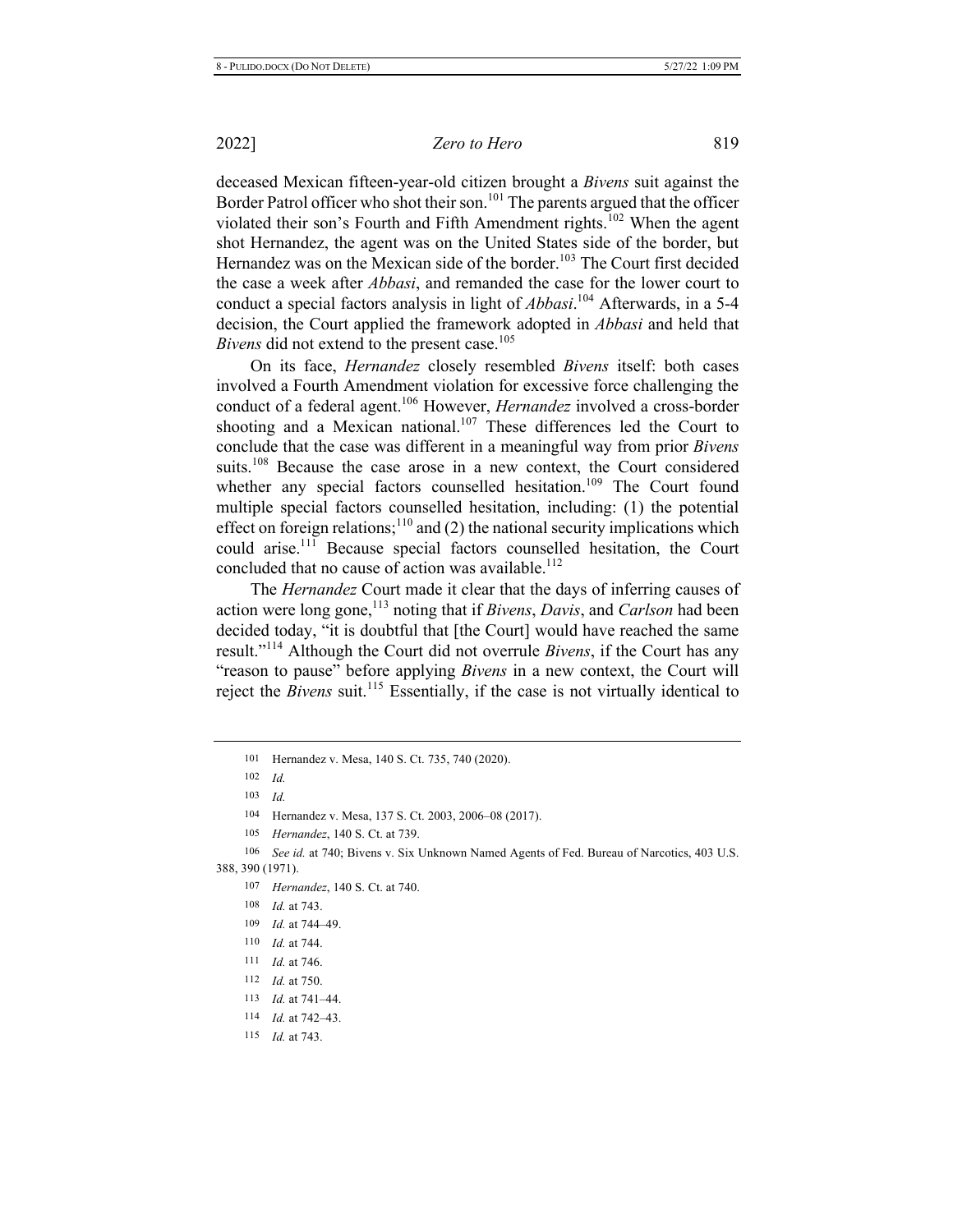deceased Mexican fifteen-year-old citizen brought a *Bivens* suit against the Border Patrol officer who shot their son.[101] The parents argued that the officer violated their son's Fourth and Fifth Amendment rights.[102] When the agent shot Hernandez, the agent was on the United States side of the border, but Hernandez was on the Mexican side of the border.[103] The Court first decided the case a week after *Abbasi*, and remanded the case for the lower court to conduct a special factors analysis in light of *Abbasi*.[104] Afterwards, in a 5-4 decision, the Court applied the framework adopted in *Abbasi* and held that *Bivens* did not extend to the present case.[105]

On its face, *Hernandez* closely resembled *Bivens* itself: both cases involved a Fourth Amendment violation for excessive force challenging the conduct of a federal agent.[106] However, *Hernandez* involved a cross-border shooting and a Mexican national.[107] These differences led the Court to conclude that the case was different in a meaningful way from prior *Bivens* suits.[108] Because the case arose in a new context, the Court considered whether any special factors counselled hesitation.[109] The Court found multiple special factors counselled hesitation, including: (1) the potential effect on foreign relations;[110] and (2) the national security implications which could arise.[111] Because special factors counselled hesitation, the Court concluded that no cause of action was available.[112]

The *Hernandez* Court made it clear that the days of inferring causes of action were long gone,[113] noting that if *Bivens*, *Davis*, and *Carlson* had been decided today, "it is doubtful that [the Court] would have reached the same result."[114] Although the Court did not overrule *Bivens*, if the Court has any "reason to pause" before applying *Bivens* in a new context, the Court will reject the *Bivens* suit.[115] Essentially, if the case is not virtually identical to

---

101 Hernandez v. Mesa, 140 S. Ct. 735, 740 (2020).

102 *Id.*

103 *Id.*

104 Hernandez v. Mesa, 137 S. Ct. 2003, 2006–08 (2017).

105 *Hernandez*, 140 S. Ct. at 739.

106 *See id.* at 740; Bivens v. Six Unknown Named Agents of Fed. Bureau of Narcotics, 403 U.S. 388, 390 (1971).

107 *Hernandez*, 140 S. Ct. at 740.

108 *Id.* at 743.

109 *Id.* at 744–49.

110 *Id.* at 744.

111 *Id.* at 746.

112 *Id.* at 750.

113 *Id.* at 741–44.

114 *Id.* at 742–43.

115 *Id.* at 743.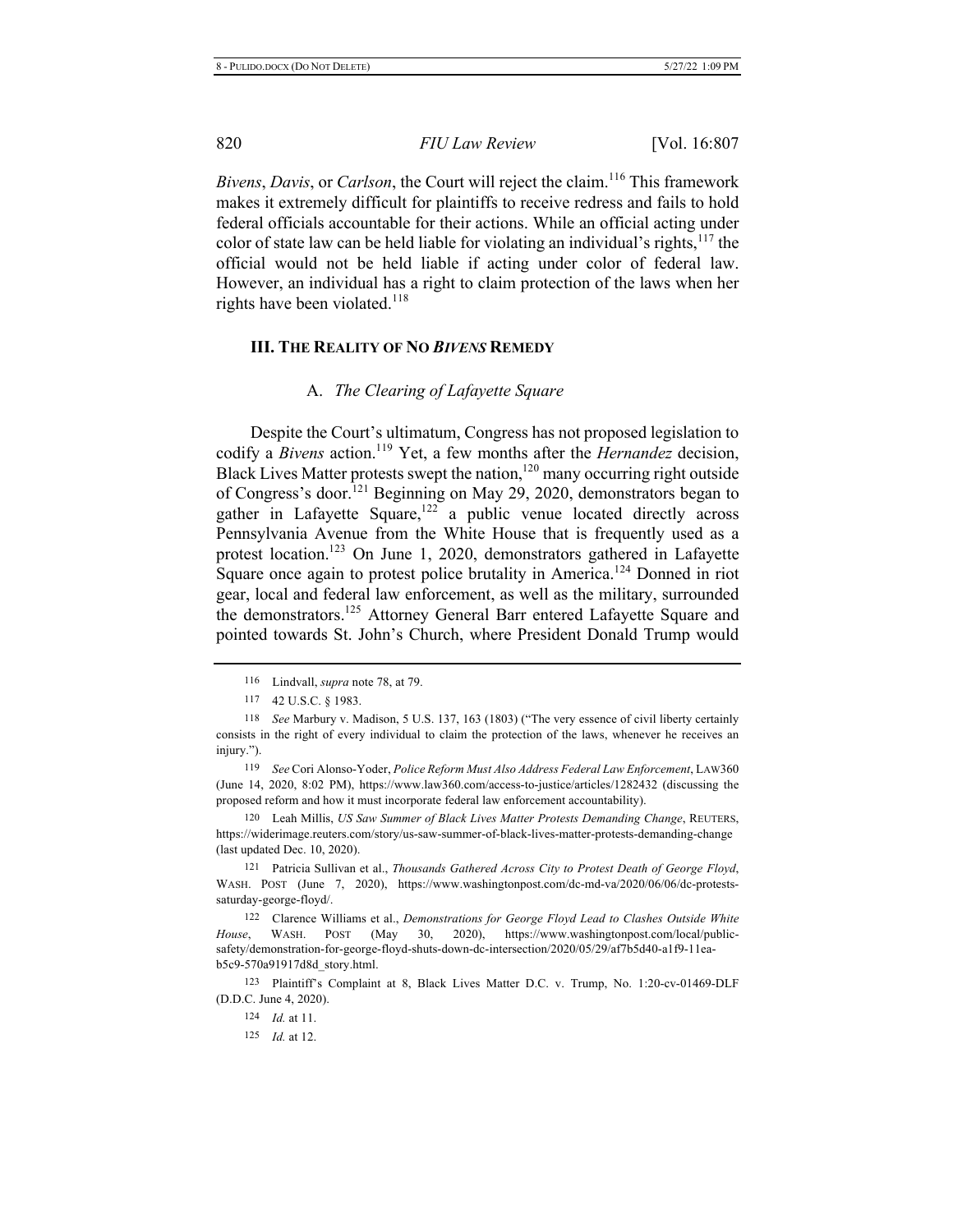*Bivens*, *Davis*, or *Carlson*, the Court will reject the claim.[116] This framework makes it extremely difficult for plaintiffs to receive redress and fails to hold federal officials accountable for their actions. While an official acting under color of state law can be held liable for violating an individual's rights,[117] the official would not be held liable if acting under color of federal law. However, an individual has a right to claim protection of the laws when her rights have been violated.[118]

## III. The Reality of No *Bivens* Remedy

### A. *The Clearing of Lafayette Square*

Despite the Court's ultimatum, Congress has not proposed legislation to codify a *Bivens* action.[119] Yet, a few months after the *Hernandez* decision, Black Lives Matter protests swept the nation,[120] many occurring right outside of Congress's door.[121] Beginning on May 29, 2020, demonstrators began to gather in Lafayette Square,[122] a public venue located directly across Pennsylvania Avenue from the White House that is frequently used as a protest location.[123] On June 1, 2020, demonstrators gathered in Lafayette Square once again to protest police brutality in America.[124] Donned in riot gear, local and federal law enforcement, as well as the military, surrounded the demonstrators.[125] Attorney General Barr entered Lafayette Square and pointed towards St. John's Church, where President Donald Trump would

---

116 Lindvall, *supra* note 78, at 79.

117 42 U.S.C. § 1983.

118 *See* Marbury v. Madison, 5 U.S. 137, 163 (1803) ("The very essence of civil liberty certainly consists in the right of every individual to claim the protection of the laws, whenever he receives an injury.").

119 *See* Cori Alonso-Yoder, *Police Reform Must Also Address Federal Law Enforcement*, LAW360 (June 14, 2020, 8:02 PM), https://www.law360.com/access-to-justice/articles/1282432 (discussing the proposed reform and how it must incorporate federal law enforcement accountability).

120 Leah Millis, *US Saw Summer of Black Lives Matter Protests Demanding Change*, REUTERS, https://widerimage.reuters.com/story/us-saw-summer-of-black-lives-matter-protests-demanding-change (last updated Dec. 10, 2020).

121 Patricia Sullivan et al., *Thousands Gathered Across City to Protest Death of George Floyd*, WASH. POST (June 7, 2020), https://www.washingtonpost.com/dc-md-va/2020/06/06/dc-protests-saturday-george-floyd/.

122 Clarence Williams et al., *Demonstrations for George Floyd Lead to Clashes Outside White House*, WASH. POST (May 30, 2020), https://www.washingtonpost.com/local/public-safety/demonstration-for-george-floyd-shuts-down-dc-intersection/2020/05/29/af7b5d40-a1f9-11ea-b5c9-570a91917d8d_story.html.

123 Plaintiff's Complaint at 8, Black Lives Matter D.C. v. Trump, No. 1:20-cv-01469-DLF (D.D.C. June 4, 2020).

124 *Id.* at 11.

125 *Id.* at 12.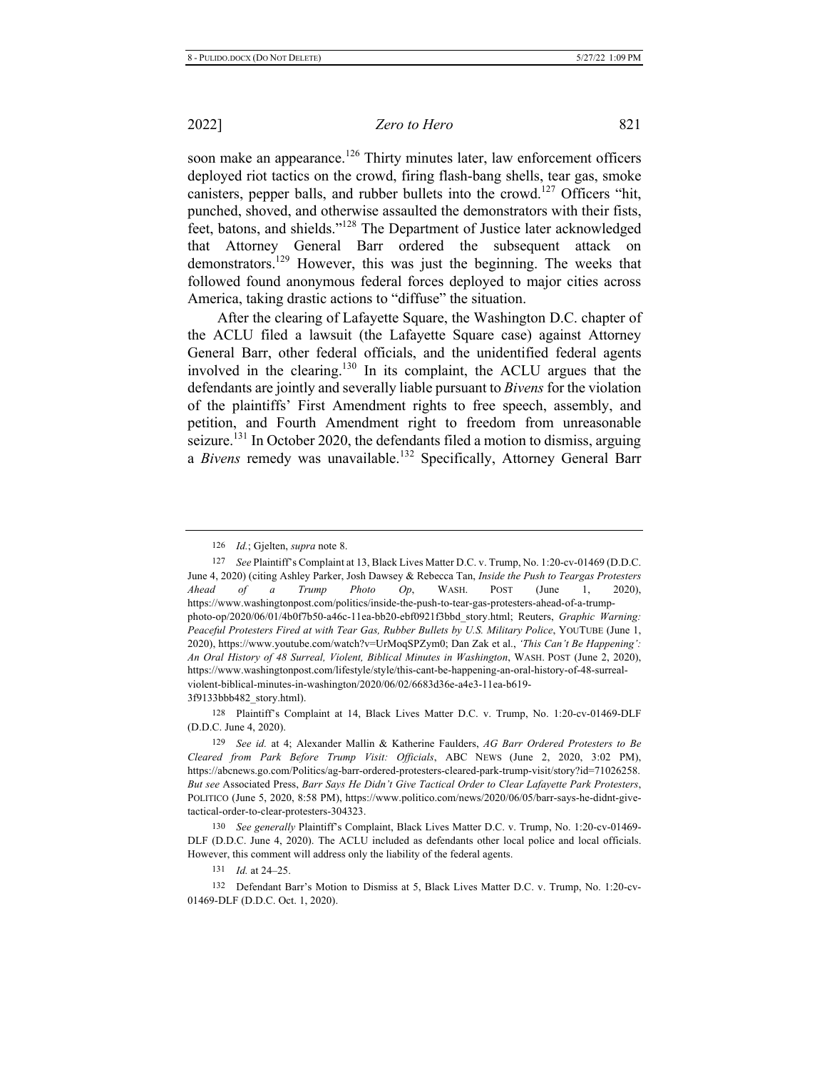soon make an appearance.[126] Thirty minutes later, law enforcement officers deployed riot tactics on the crowd, firing flash-bang shells, tear gas, smoke canisters, pepper balls, and rubber bullets into the crowd.[127] Officers "hit, punched, shoved, and otherwise assaulted the demonstrators with their fists, feet, batons, and shields."[128] The Department of Justice later acknowledged that Attorney General Barr ordered the subsequent attack on demonstrators.[129] However, this was just the beginning. The weeks that followed found anonymous federal forces deployed to major cities across America, taking drastic actions to "diffuse" the situation.

After the clearing of Lafayette Square, the Washington D.C. chapter of the ACLU filed a lawsuit (the Lafayette Square case) against Attorney General Barr, other federal officials, and the unidentified federal agents involved in the clearing.[130] In its complaint, the ACLU argues that the defendants are jointly and severally liable pursuant to *Bivens* for the violation of the plaintiffs' First Amendment rights to free speech, assembly, and petition, and Fourth Amendment right to freedom from unreasonable seizure.[131] In October 2020, the defendants filed a motion to dismiss, arguing a *Bivens* remedy was unavailable.[132] Specifically, Attorney General Barr

---

126 *Id.*; Gjelten, *supra* note 8.

127 *See* Plaintiff's Complaint at 13, Black Lives Matter D.C. v. Trump, No. 1:20-cv-01469 (D.D.C. June 4, 2020) (citing Ashley Parker, Josh Dawsey & Rebecca Tan, *Inside the Push to Teargas Protesters Ahead of a Trump Photo Op*, WASH. POST (June 1, 2020), https://www.washingtonpost.com/politics/inside-the-push-to-tear-gas-protesters-ahead-of-a-trump-photo-op/2020/06/01/4b0f7b50-a46c-11ea-bb20-ebf0921f3bbd_story.html; Reuters, *Graphic Warning: Peaceful Protesters Fired at with Tear Gas, Rubber Bullets by U.S. Military Police*, YOUTUBE (June 1, 2020), https://www.youtube.com/watch?v=UrMoqSPZym0; Dan Zak et al., *'This Can't Be Happening': An Oral History of 48 Surreal, Violent, Biblical Minutes in Washington*, WASH. POST (June 2, 2020), https://www.washingtonpost.com/lifestyle/style/this-cant-be-happening-an-oral-history-of-48-surreal-violent-biblical-minutes-in-washington/2020/06/02/6683d36e-a4e3-11ea-b619-3f9133bbb482_story.html).

128 Plaintiff's Complaint at 14, Black Lives Matter D.C. v. Trump, No. 1:20-cv-01469-DLF (D.D.C. June 4, 2020).

129 *See id.* at 4; Alexander Mallin & Katherine Faulders, *AG Barr Ordered Protesters to Be Cleared from Park Before Trump Visit: Officials*, ABC NEWS (June 2, 2020, 3:02 PM), https://abcnews.go.com/Politics/ag-barr-ordered-protesters-cleared-park-trump-visit/story?id=71026258. *But see* Associated Press, *Barr Says He Didn't Give Tactical Order to Clear Lafayette Park Protesters*, POLITICO (June 5, 2020, 8:58 PM), https://www.politico.com/news/2020/06/05/barr-says-he-didnt-give-tactical-order-to-clear-protesters-304323.

130 *See generally* Plaintiff's Complaint, Black Lives Matter D.C. v. Trump, No. 1:20-cv-01469-DLF (D.D.C. June 4, 2020). The ACLU included as defendants other local police and local officials. However, this comment will address only the liability of the federal agents.

131 *Id.* at 24–25.

132 Defendant Barr's Motion to Dismiss at 5, Black Lives Matter D.C. v. Trump, No. 1:20-cv-01469-DLF (D.D.C. Oct. 1, 2020).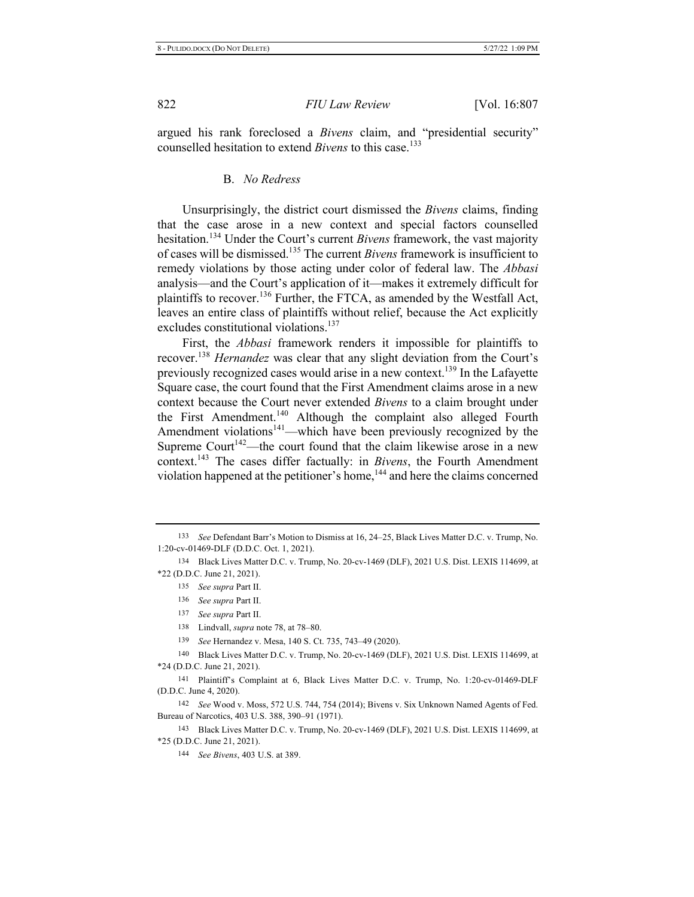argued his rank foreclosed a *Bivens* claim, and "presidential security" counselled hesitation to extend *Bivens* to this case.[133]

### B. *No Redress*

Unsurprisingly, the district court dismissed the *Bivens* claims, finding that the case arose in a new context and special factors counselled hesitation.[134] Under the Court's current *Bivens* framework, the vast majority of cases will be dismissed.[135] The current *Bivens* framework is insufficient to remedy violations by those acting under color of federal law. The *Abbasi* analysis—and the Court's application of it—makes it extremely difficult for plaintiffs to recover.[136] Further, the FTCA, as amended by the Westfall Act, leaves an entire class of plaintiffs without relief, because the Act explicitly excludes constitutional violations.[137]

First, the *Abbasi* framework renders it impossible for plaintiffs to recover.[138] *Hernandez* was clear that any slight deviation from the Court's previously recognized cases would arise in a new context.[139] In the Lafayette Square case, the court found that the First Amendment claims arose in a new context because the Court never extended *Bivens* to a claim brought under the First Amendment.[140] Although the complaint also alleged Fourth Amendment violations[141]—which have been previously recognized by the Supreme Court[142]—the court found that the claim likewise arose in a new context.[143] The cases differ factually: in *Bivens*, the Fourth Amendment violation happened at the petitioner's home,[144] and here the claims concerned

---

133 *See* Defendant Barr's Motion to Dismiss at 16, 24–25, Black Lives Matter D.C. v. Trump, No. 1:20-cv-01469-DLF (D.D.C. Oct. 1, 2021).

134 Black Lives Matter D.C. v. Trump, No. 20-cv-1469 (DLF), 2021 U.S. Dist. LEXIS 114699, at *22 (D.D.C. June 21, 2021).

135 *See supra* Part II.

136 *See supra* Part II.

137 *See supra* Part II.

138 Lindvall, *supra* note 78, at 78–80.

139 *See* Hernandez v. Mesa, 140 S. Ct. 735, 743–49 (2020).

140 Black Lives Matter D.C. v. Trump, No. 20-cv-1469 (DLF), 2021 U.S. Dist. LEXIS 114699, at *24 (D.D.C. June 21, 2021).

141 Plaintiff's Complaint at 6, Black Lives Matter D.C. v. Trump, No. 1:20-cv-01469-DLF (D.D.C. June 4, 2020).

142 *See* Wood v. Moss, 572 U.S. 744, 754 (2014); Bivens v. Six Unknown Named Agents of Fed. Bureau of Narcotics, 403 U.S. 388, 390–91 (1971).

143 Black Lives Matter D.C. v. Trump, No. 20-cv-1469 (DLF), 2021 U.S. Dist. LEXIS 114699, at *25 (D.D.C. June 21, 2021).

144 *See Bivens*, 403 U.S. at 389.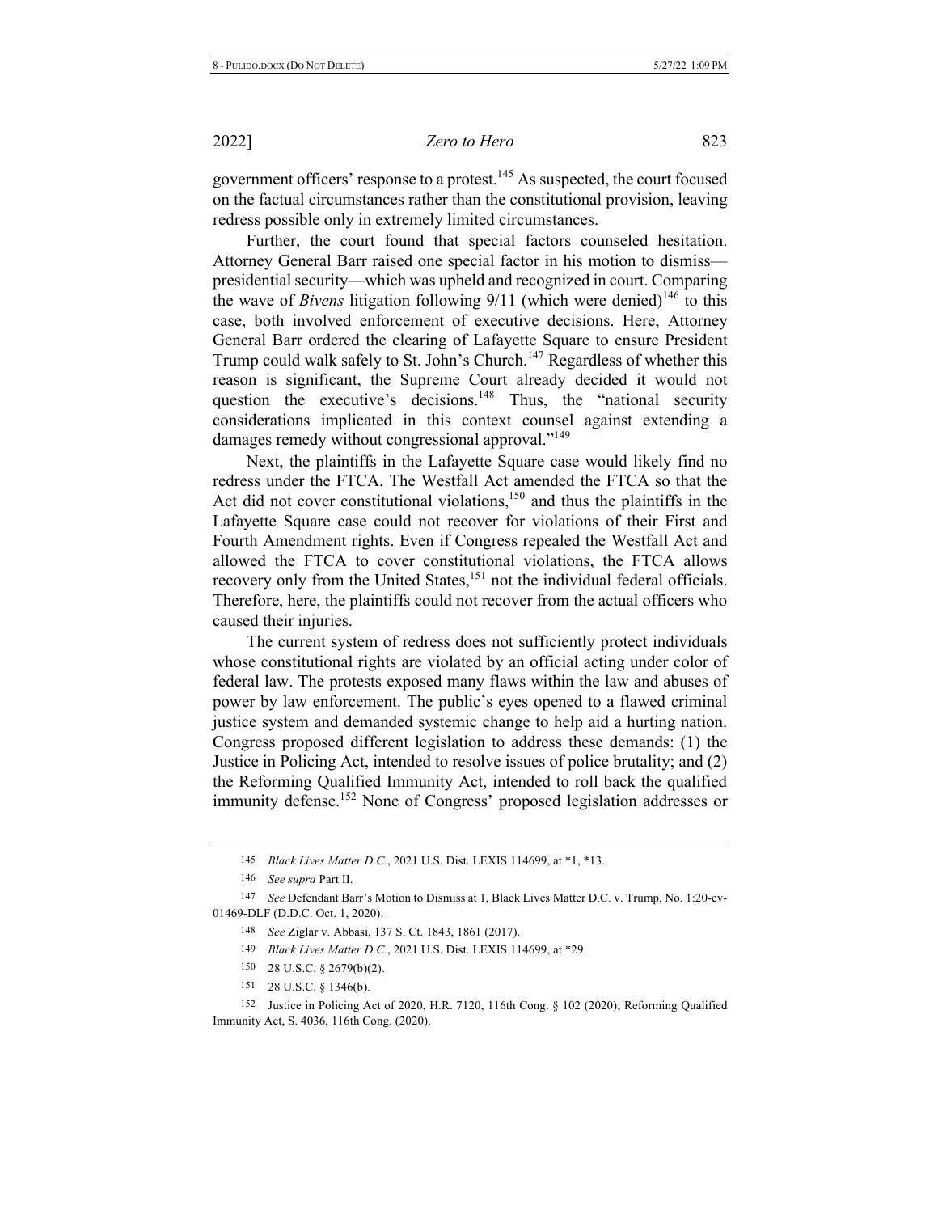government officers' response to a protest.[145] As suspected, the court focused on the factual circumstances rather than the constitutional provision, leaving redress possible only in extremely limited circumstances.

Further, the court found that special factors counseled hesitation. Attorney General Barr raised one special factor in his motion to dismiss—presidential security—which was upheld and recognized in court. Comparing the wave of *Bivens* litigation following 9/11 (which were denied)[146] to this case, both involved enforcement of executive decisions. Here, Attorney General Barr ordered the clearing of Lafayette Square to ensure President Trump could walk safely to St. John's Church.[147] Regardless of whether this reason is significant, the Supreme Court already decided it would not question the executive's decisions.[148] Thus, the "national security considerations implicated in this context counsel against extending a damages remedy without congressional approval."[149]

Next, the plaintiffs in the Lafayette Square case would likely find no redress under the FTCA. The Westfall Act amended the FTCA so that the Act did not cover constitutional violations,[150] and thus the plaintiffs in the Lafayette Square case could not recover for violations of their First and Fourth Amendment rights. Even if Congress repealed the Westfall Act and allowed the FTCA to cover constitutional violations, the FTCA allows recovery only from the United States,[151] not the individual federal officials. Therefore, here, the plaintiffs could not recover from the actual officers who caused their injuries.

The current system of redress does not sufficiently protect individuals whose constitutional rights are violated by an official acting under color of federal law. The protests exposed many flaws within the law and abuses of power by law enforcement. The public's eyes opened to a flawed criminal justice system and demanded systemic change to help aid a hurting nation. Congress proposed different legislation to address these demands: (1) the Justice in Policing Act, intended to resolve issues of police brutality; and (2) the Reforming Qualified Immunity Act, intended to roll back the qualified immunity defense.[152] None of Congress' proposed legislation addresses or

---

145 *Black Lives Matter D.C.*, 2021 U.S. Dist. LEXIS 114699, at *1, *13.

146 *See supra* Part II.

147 *See* Defendant Barr's Motion to Dismiss at 1, Black Lives Matter D.C. v. Trump, No. 1:20-cv-01469-DLF (D.D.C. Oct. 1, 2020).

148 *See* Ziglar v. Abbasi, 137 S. Ct. 1843, 1861 (2017).

149 *Black Lives Matter D.C.*, 2021 U.S. Dist. LEXIS 114699, at *29.

150 28 U.S.C. § 2679(b)(2).

151 28 U.S.C. § 1346(b).

152 Justice in Policing Act of 2020, H.R. 7120, 116th Cong. § 102 (2020); Reforming Qualified Immunity Act, S. 4036, 116th Cong. (2020).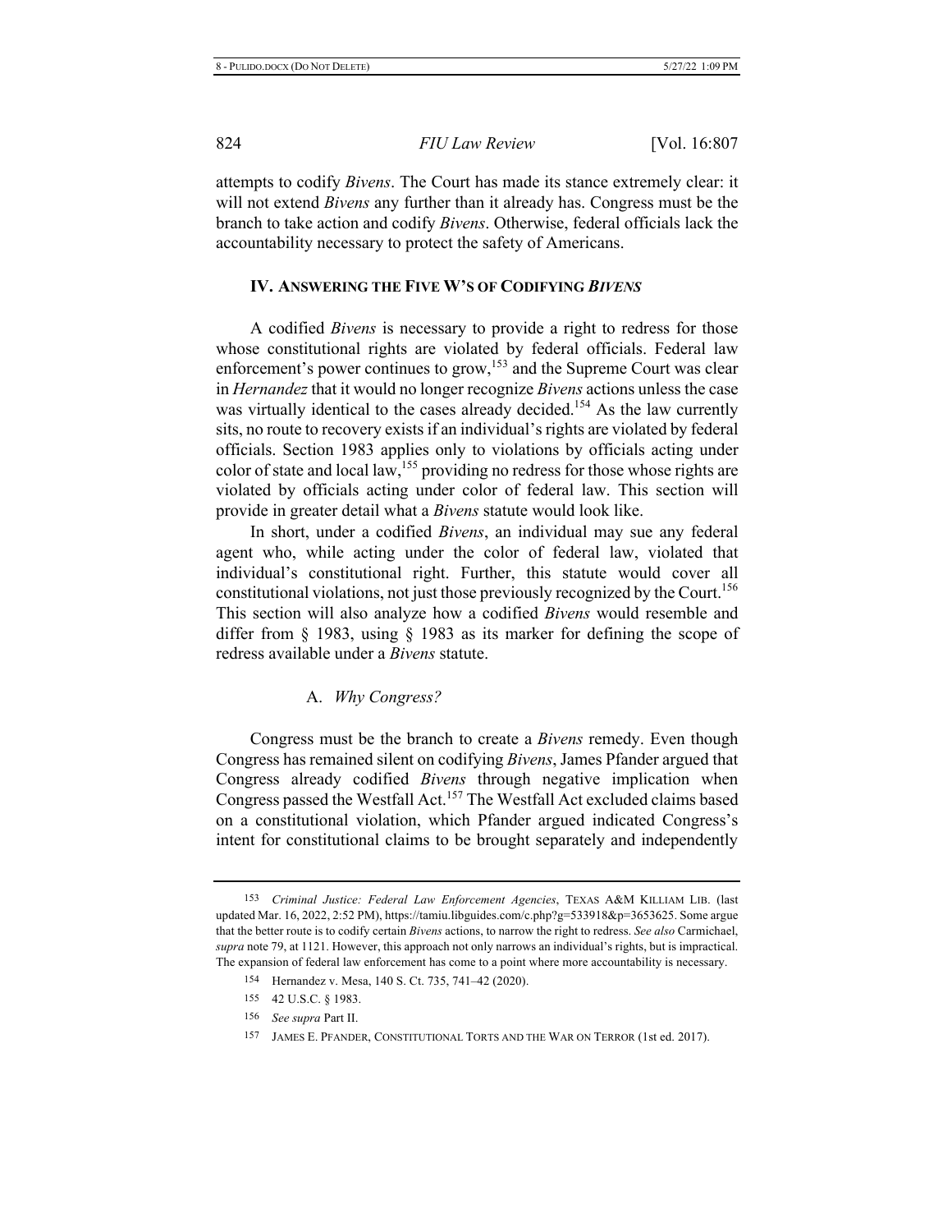attempts to codify *Bivens*. The Court has made its stance extremely clear: it will not extend *Bivens* any further than it already has. Congress must be the branch to take action and codify *Bivens*. Otherwise, federal officials lack the accountability necessary to protect the safety of Americans.

## IV. Answering the Five W's of Codifying *Bivens*

A codified *Bivens* is necessary to provide a right to redress for those whose constitutional rights are violated by federal officials. Federal law enforcement's power continues to grow,[153] and the Supreme Court was clear in *Hernandez* that it would no longer recognize *Bivens* actions unless the case was virtually identical to the cases already decided.[154] As the law currently sits, no route to recovery exists if an individual's rights are violated by federal officials. Section 1983 applies only to violations by officials acting under color of state and local law,[155] providing no redress for those whose rights are violated by officials acting under color of federal law. This section will provide in greater detail what a *Bivens* statute would look like.

In short, under a codified *Bivens*, an individual may sue any federal agent who, while acting under the color of federal law, violated that individual's constitutional right. Further, this statute would cover all constitutional violations, not just those previously recognized by the Court.[156] This section will also analyze how a codified *Bivens* would resemble and differ from § 1983, using § 1983 as its marker for defining the scope of redress available under a *Bivens* statute.

### A. *Why Congress?*

Congress must be the branch to create a *Bivens* remedy. Even though Congress has remained silent on codifying *Bivens*, James Pfander argued that Congress already codified *Bivens* through negative implication when Congress passed the Westfall Act.[157] The Westfall Act excluded claims based on a constitutional violation, which Pfander argued indicated Congress's intent for constitutional claims to be brought separately and independently

---

153 *Criminal Justice: Federal Law Enforcement Agencies*, TEXAS A&M KILLIAM LIB. (last updated Mar. 16, 2022, 2:52 PM), https://tamiu.libguides.com/c.php?g=533918&p=3653625. Some argue that the better route is to codify certain *Bivens* actions, to narrow the right to redress. *See also* Carmichael, *supra* note 79, at 1121. However, this approach not only narrows an individual's rights, but is impractical. The expansion of federal law enforcement has come to a point where more accountability is necessary.

154 Hernandez v. Mesa, 140 S. Ct. 735, 741–42 (2020).

155 42 U.S.C. § 1983.

156 *See supra* Part II.

157 JAMES E. PFANDER, CONSTITUTIONAL TORTS AND THE WAR ON TERROR (1st ed. 2017).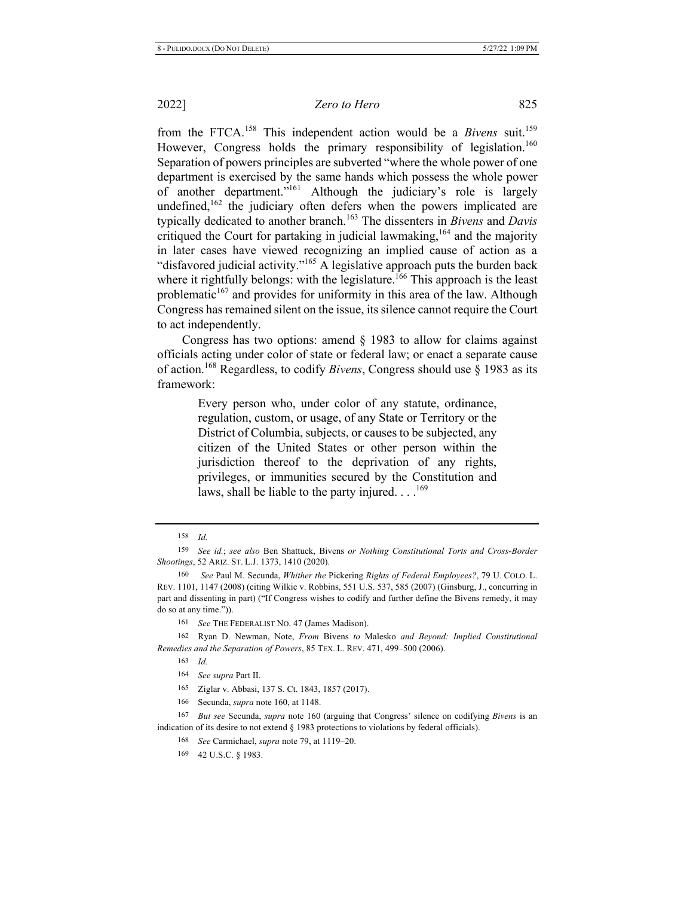from the FTCA.[158] This independent action would be a *Bivens* suit.[159] However, Congress holds the primary responsibility of legislation.[160] Separation of powers principles are subverted "where the whole power of one department is exercised by the same hands which possess the whole power of another department."[161] Although the judiciary's role is largely undefined,[162] the judiciary often defers when the powers implicated are typically dedicated to another branch.[163] The dissenters in *Bivens* and *Davis* critiqued the Court for partaking in judicial lawmaking,[164] and the majority in later cases have viewed recognizing an implied cause of action as a "disfavored judicial activity."[165] A legislative approach puts the burden back where it rightfully belongs: with the legislature.[166] This approach is the least problematic[167] and provides for uniformity in this area of the law. Although Congress has remained silent on the issue, its silence cannot require the Court to act independently.

Congress has two options: amend § 1983 to allow for claims against officials acting under color of state or federal law; or enact a separate cause of action.[168] Regardless, to codify *Bivens*, Congress should use § 1983 as its framework:

> Every person who, under color of any statute, ordinance, regulation, custom, or usage, of any State or Territory or the District of Columbia, subjects, or causes to be subjected, any citizen of the United States or other person within the jurisdiction thereof to the deprivation of any rights, privileges, or immunities secured by the Constitution and laws, shall be liable to the party injured. . . .[169]

---

158 *Id.*

159 *See id.*; *see also* Ben Shattuck, Bivens *or Nothing Constitutional Torts and Cross-Border Shootings*, 52 ARIZ. ST. L.J. 1373, 1410 (2020).

160 *See* Paul M. Secunda, *Whither the* Pickering *Rights of Federal Employees?*, 79 U. COLO. L. REV. 1101, 1147 (2008) (citing Wilkie v. Robbins, 551 U.S. 537, 585 (2007) (Ginsburg, J., concurring in part and dissenting in part) ("If Congress wishes to codify and further define the Bivens remedy, it may do so at any time.")).

161 *See* THE FEDERALIST NO. 47 (James Madison).

162 Ryan D. Newman, Note, *From* Bivens *to* Malesko *and Beyond: Implied Constitutional Remedies and the Separation of Powers*, 85 TEX. L. REV. 471, 499–500 (2006).

163 *Id.*

164 *See supra* Part II.

165 Ziglar v. Abbasi, 137 S. Ct. 1843, 1857 (2017).

166 Secunda, *supra* note 160, at 1148.

167 *But see* Secunda, *supra* note 160 (arguing that Congress' silence on codifying *Bivens* is an indication of its desire to not extend § 1983 protections to violations by federal officials).

168 *See* Carmichael, *supra* note 79, at 1119–20.

169 42 U.S.C. § 1983.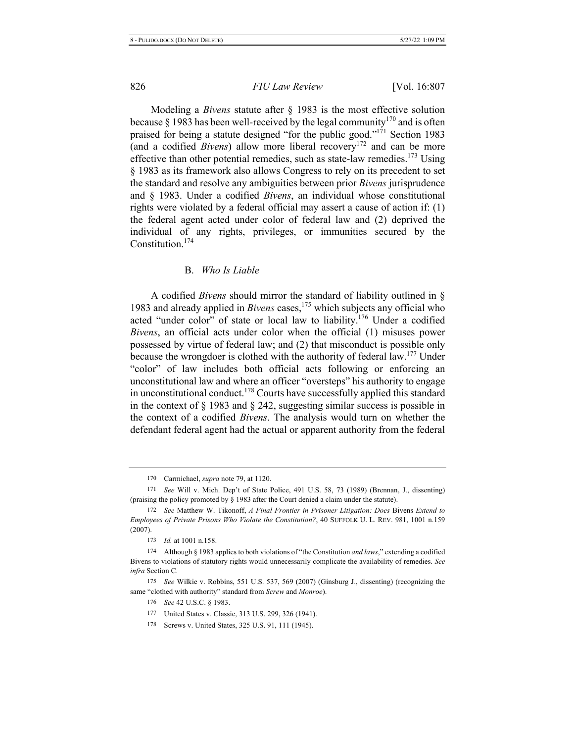Modeling a *Bivens* statute after § 1983 is the most effective solution because § 1983 has been well-received by the legal community[170] and is often praised for being a statute designed "for the public good."[171] Section 1983 (and a codified *Bivens*) allow more liberal recovery[172] and can be more effective than other potential remedies, such as state-law remedies.[173] Using § 1983 as its framework also allows Congress to rely on its precedent to set the standard and resolve any ambiguities between prior *Bivens* jurisprudence and § 1983. Under a codified *Bivens*, an individual whose constitutional rights were violated by a federal official may assert a cause of action if: (1) the federal agent acted under color of federal law and (2) deprived the individual of any rights, privileges, or immunities secured by the Constitution.[174]

### B. *Who Is Liable*

A codified *Bivens* should mirror the standard of liability outlined in § 1983 and already applied in *Bivens* cases,[175] which subjects any official who acted "under color" of state or local law to liability.[176] Under a codified *Bivens*, an official acts under color when the official (1) misuses power possessed by virtue of federal law; and (2) that misconduct is possible only because the wrongdoer is clothed with the authority of federal law.[177] Under "color" of law includes both official acts following or enforcing an unconstitutional law and where an officer "oversteps" his authority to engage in unconstitutional conduct.[178] Courts have successfully applied this standard in the context of § 1983 and § 242, suggesting similar success is possible in the context of a codified *Bivens*. The analysis would turn on whether the defendant federal agent had the actual or apparent authority from the federal

---

170 Carmichael, *supra* note 79, at 1120.

171 *See* Will v. Mich. Dep't of State Police, 491 U.S. 58, 73 (1989) (Brennan, J., dissenting) (praising the policy promoted by § 1983 after the Court denied a claim under the statute).

172 *See* Matthew W. Tikonoff, *A Final Frontier in Prisoner Litigation: Does* Bivens *Extend to Employees of Private Prisons Who Violate the Constitution?*, 40 SUFFOLK U. L. REV. 981, 1001 n.159 (2007).

173 *Id.* at 1001 n.158.

174 Although § 1983 applies to both violations of "the Constitution *and laws*," extending a codified Bivens to violations of statutory rights would unnecessarily complicate the availability of remedies. *See infra* Section C.

175 *See* Wilkie v. Robbins, 551 U.S. 537, 569 (2007) (Ginsburg J., dissenting) (recognizing the same "clothed with authority" standard from *Screw* and *Monroe*).

176 *See* 42 U.S.C. § 1983.

177 United States v. Classic, 313 U.S. 299, 326 (1941).

178 Screws v. United States, 325 U.S. 91, 111 (1945).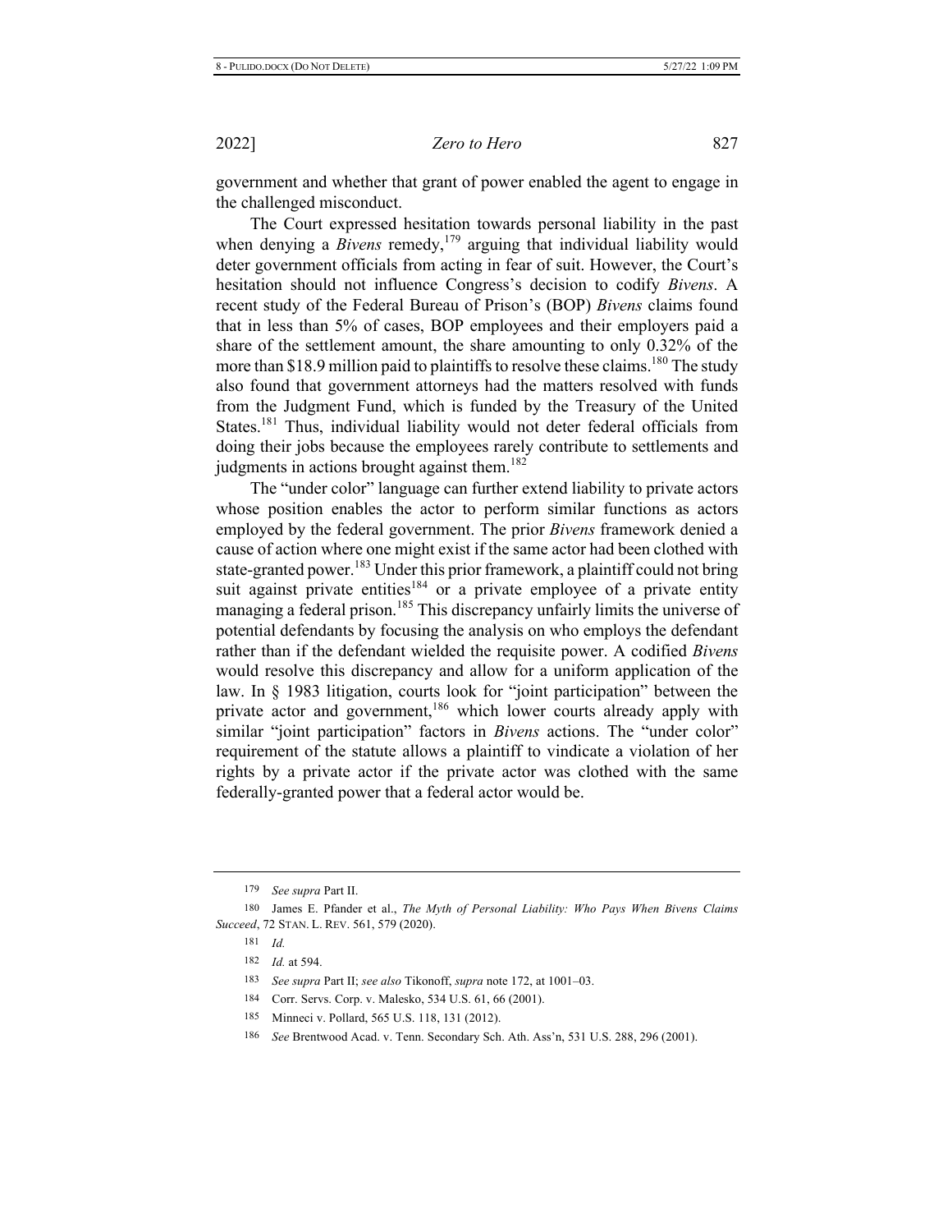government and whether that grant of power enabled the agent to engage in the challenged misconduct.

The Court expressed hesitation towards personal liability in the past when denying a *Bivens* remedy,[179] arguing that individual liability would deter government officials from acting in fear of suit. However, the Court's hesitation should not influence Congress's decision to codify *Bivens*. A recent study of the Federal Bureau of Prison's (BOP) *Bivens* claims found that in less than 5% of cases, BOP employees and their employers paid a share of the settlement amount, the share amounting to only 0.32% of the more than $18.9 million paid to plaintiffs to resolve these claims.[180] The study also found that government attorneys had the matters resolved with funds from the Judgment Fund, which is funded by the Treasury of the United States.[181] Thus, individual liability would not deter federal officials from doing their jobs because the employees rarely contribute to settlements and judgments in actions brought against them.[182]

The "under color" language can further extend liability to private actors whose position enables the actor to perform similar functions as actors employed by the federal government. The prior *Bivens* framework denied a cause of action where one might exist if the same actor had been clothed with state-granted power.[183] Under this prior framework, a plaintiff could not bring suit against private entities[184] or a private employee of a private entity managing a federal prison.[185] This discrepancy unfairly limits the universe of potential defendants by focusing the analysis on who employs the defendant rather than if the defendant wielded the requisite power. A codified *Bivens* would resolve this discrepancy and allow for a uniform application of the law. In § 1983 litigation, courts look for "joint participation" between the private actor and government,[186] which lower courts already apply with similar "joint participation" factors in *Bivens* actions. The "under color" requirement of the statute allows a plaintiff to vindicate a violation of her rights by a private actor if the private actor was clothed with the same federally-granted power that a federal actor would be.

---

179 *See supra* Part II.

180 James E. Pfander et al., *The Myth of Personal Liability: Who Pays When Bivens Claims Succeed*, 72 STAN. L. REV. 561, 579 (2020).

181 *Id.*

182 *Id.* at 594.

183 *See supra* Part II; *see also* Tikonoff, *supra* note 172, at 1001–03.

184 Corr. Servs. Corp. v. Malesko, 534 U.S. 61, 66 (2001).

185 Minneci v. Pollard, 565 U.S. 118, 131 (2012).

186 *See* Brentwood Acad. v. Tenn. Secondary Sch. Ath. Ass'n, 531 U.S. 288, 296 (2001).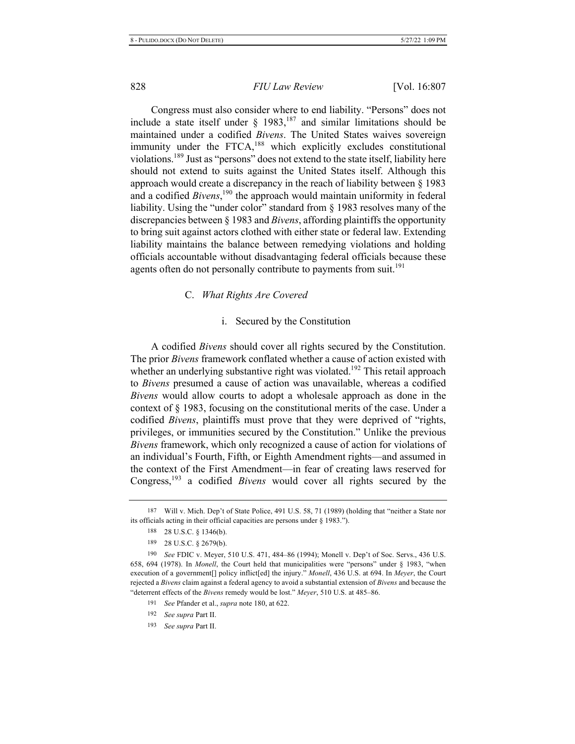Congress must also consider where to end liability. "Persons" does not include a state itself under § 1983,[187] and similar limitations should be maintained under a codified *Bivens*. The United States waives sovereign immunity under the FTCA,[188] which explicitly excludes constitutional violations.[189] Just as "persons" does not extend to the state itself, liability here should not extend to suits against the United States itself. Although this approach would create a discrepancy in the reach of liability between § 1983 and a codified *Bivens*,[190] the approach would maintain uniformity in federal liability. Using the "under color" standard from § 1983 resolves many of the discrepancies between § 1983 and *Bivens*, affording plaintiffs the opportunity to bring suit against actors clothed with either state or federal law. Extending liability maintains the balance between remedying violations and holding officials accountable without disadvantaging federal officials because these agents often do not personally contribute to payments from suit.[191]

### C. *What Rights Are Covered*

#### i. Secured by the Constitution

A codified *Bivens* should cover all rights secured by the Constitution. The prior *Bivens* framework conflated whether a cause of action existed with whether an underlying substantive right was violated.[192] This retail approach to *Bivens* presumed a cause of action was unavailable, whereas a codified *Bivens* would allow courts to adopt a wholesale approach as done in the context of § 1983, focusing on the constitutional merits of the case. Under a codified *Bivens*, plaintiffs must prove that they were deprived of "rights, privileges, or immunities secured by the Constitution." Unlike the previous *Bivens* framework, which only recognized a cause of action for violations of an individual's Fourth, Fifth, or Eighth Amendment rights—and assumed in the context of the First Amendment—in fear of creating laws reserved for Congress,[193] a codified *Bivens* would cover all rights secured by the

---

187 Will v. Mich. Dep't of State Police, 491 U.S. 58, 71 (1989) (holding that "neither a State nor its officials acting in their official capacities are persons under § 1983.").

188 28 U.S.C. § 1346(b).

189 28 U.S.C. § 2679(b).

190 *See* FDIC v. Meyer, 510 U.S. 471, 484–86 (1994); Monell v. Dep't of Soc. Servs., 436 U.S. 658, 694 (1978). In *Monell*, the Court held that municipalities were "persons" under § 1983, "when execution of a government[] policy inflict[ed] the injury." *Monell*, 436 U.S. at 694. In *Meyer*, the Court rejected a *Bivens* claim against a federal agency to avoid a substantial extension of *Bivens* and because the "deterrent effects of the *Bivens* remedy would be lost." *Meyer*, 510 U.S. at 485–86.

191 *See* Pfander et al., *supra* note 180, at 622.

192 *See supra* Part II.

193 *See supra* Part II.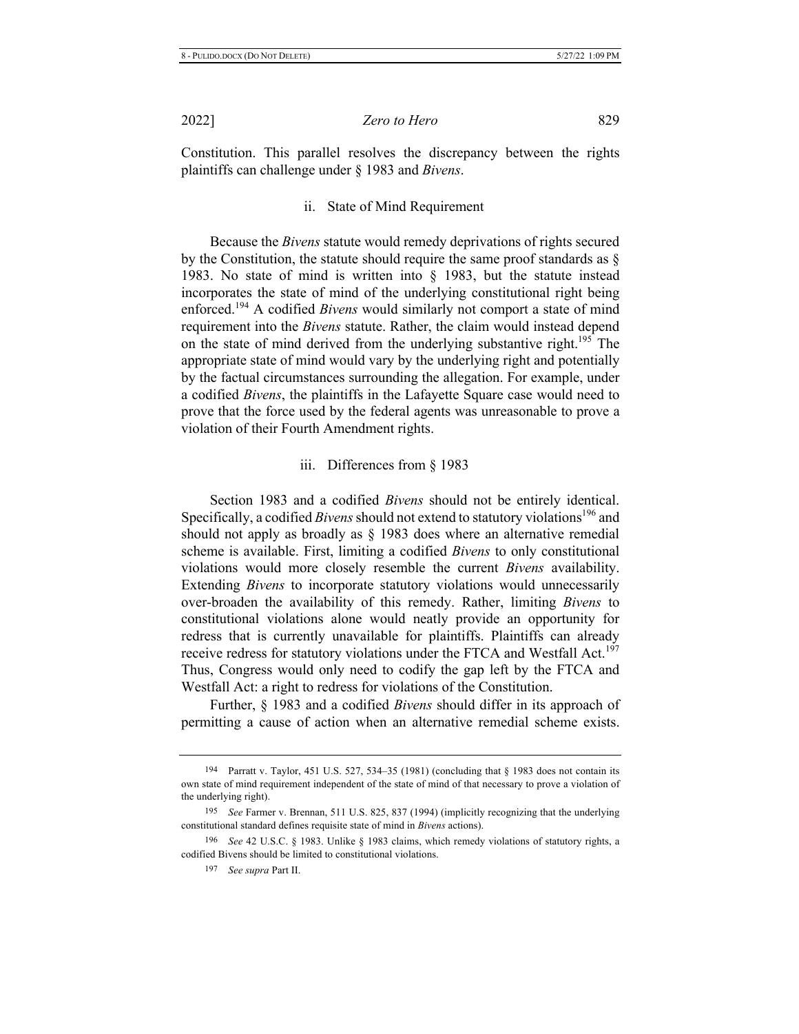Constitution. This parallel resolves the discrepancy between the rights plaintiffs can challenge under § 1983 and *Bivens*.

### ii. State of Mind Requirement

Because the *Bivens* statute would remedy deprivations of rights secured by the Constitution, the statute should require the same proof standards as § 1983. No state of mind is written into § 1983, but the statute instead incorporates the state of mind of the underlying constitutional right being enforced.[194] A codified *Bivens* would similarly not comport a state of mind requirement into the *Bivens* statute. Rather, the claim would instead depend on the state of mind derived from the underlying substantive right.[195] The appropriate state of mind would vary by the underlying right and potentially by the factual circumstances surrounding the allegation. For example, under a codified *Bivens*, the plaintiffs in the Lafayette Square case would need to prove that the force used by the federal agents was unreasonable to prove a violation of their Fourth Amendment rights.

### iii. Differences from § 1983

Section 1983 and a codified *Bivens* should not be entirely identical. Specifically, a codified *Bivens* should not extend to statutory violations[196] and should not apply as broadly as § 1983 does where an alternative remedial scheme is available. First, limiting a codified *Bivens* to only constitutional violations would more closely resemble the current *Bivens* availability. Extending *Bivens* to incorporate statutory violations would unnecessarily over-broaden the availability of this remedy. Rather, limiting *Bivens* to constitutional violations alone would neatly provide an opportunity for redress that is currently unavailable for plaintiffs. Plaintiffs can already receive redress for statutory violations under the FTCA and Westfall Act.[197] Thus, Congress would only need to codify the gap left by the FTCA and Westfall Act: a right to redress for violations of the Constitution.

Further, § 1983 and a codified *Bivens* should differ in its approach of permitting a cause of action when an alternative remedial scheme exists.

---

[194] Parratt v. Taylor, 451 U.S. 527, 534–35 (1981) (concluding that § 1983 does not contain its own state of mind requirement independent of the state of mind of that necessary to prove a violation of the underlying right).

[195] *See* Farmer v. Brennan, 511 U.S. 825, 837 (1994) (implicitly recognizing that the underlying constitutional standard defines requisite state of mind in *Bivens* actions).

[196] *See* 42 U.S.C. § 1983. Unlike § 1983 claims, which remedy violations of statutory rights, a codified Bivens should be limited to constitutional violations.

[197] *See supra* Part II.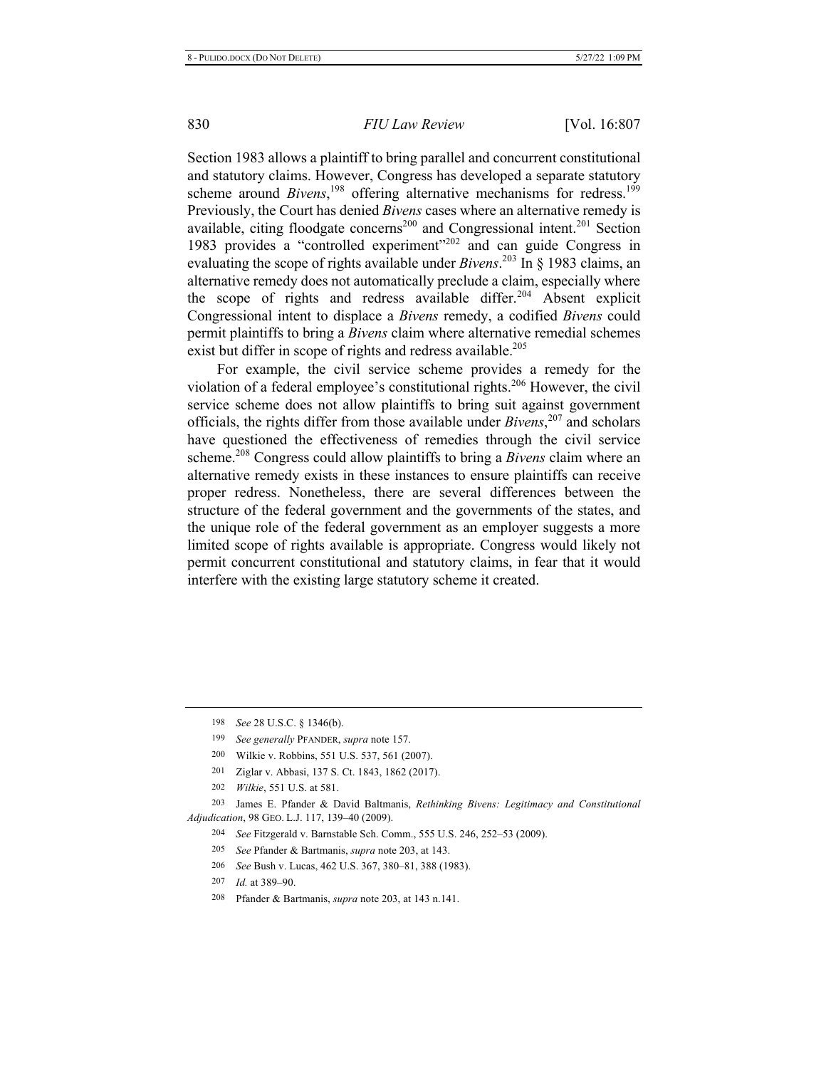Section 1983 allows a plaintiff to bring parallel and concurrent constitutional and statutory claims. However, Congress has developed a separate statutory scheme around *Bivens*,[198] offering alternative mechanisms for redress.[199] Previously, the Court has denied *Bivens* cases where an alternative remedy is available, citing floodgate concerns[200] and Congressional intent.[201] Section 1983 provides a "controlled experiment"[202] and can guide Congress in evaluating the scope of rights available under *Bivens*.[203] In § 1983 claims, an alternative remedy does not automatically preclude a claim, especially where the scope of rights and redress available differ.[204] Absent explicit Congressional intent to displace a *Bivens* remedy, a codified *Bivens* could permit plaintiffs to bring a *Bivens* claim where alternative remedial schemes exist but differ in scope of rights and redress available.[205]

For example, the civil service scheme provides a remedy for the violation of a federal employee's constitutional rights.[206] However, the civil service scheme does not allow plaintiffs to bring suit against government officials, the rights differ from those available under *Bivens*,[207] and scholars have questioned the effectiveness of remedies through the civil service scheme.[208] Congress could allow plaintiffs to bring a *Bivens* claim where an alternative remedy exists in these instances to ensure plaintiffs can receive proper redress. Nonetheless, there are several differences between the structure of the federal government and the governments of the states, and the unique role of the federal government as an employer suggests a more limited scope of rights available is appropriate. Congress would likely not permit concurrent constitutional and statutory claims, in fear that it would interfere with the existing large statutory scheme it created.

---

198 *See* 28 U.S.C. § 1346(b).

199 *See generally* PFANDER, *supra* note 157.

200 Wilkie v. Robbins, 551 U.S. 537, 561 (2007).

201 Ziglar v. Abbasi, 137 S. Ct. 1843, 1862 (2017).

202 *Wilkie*, 551 U.S. at 581.

203 James E. Pfander & David Baltmanis, *Rethinking Bivens: Legitimacy and Constitutional Adjudication*, 98 GEO. L.J. 117, 139–40 (2009).

204 *See* Fitzgerald v. Barnstable Sch. Comm., 555 U.S. 246, 252–53 (2009).

205 *See* Pfander & Bartmanis, *supra* note 203, at 143.

206 *See* Bush v. Lucas, 462 U.S. 367, 380–81, 388 (1983).

207 *Id.* at 389–90.

208 Pfander & Bartmanis, *supra* note 203, at 143 n.141.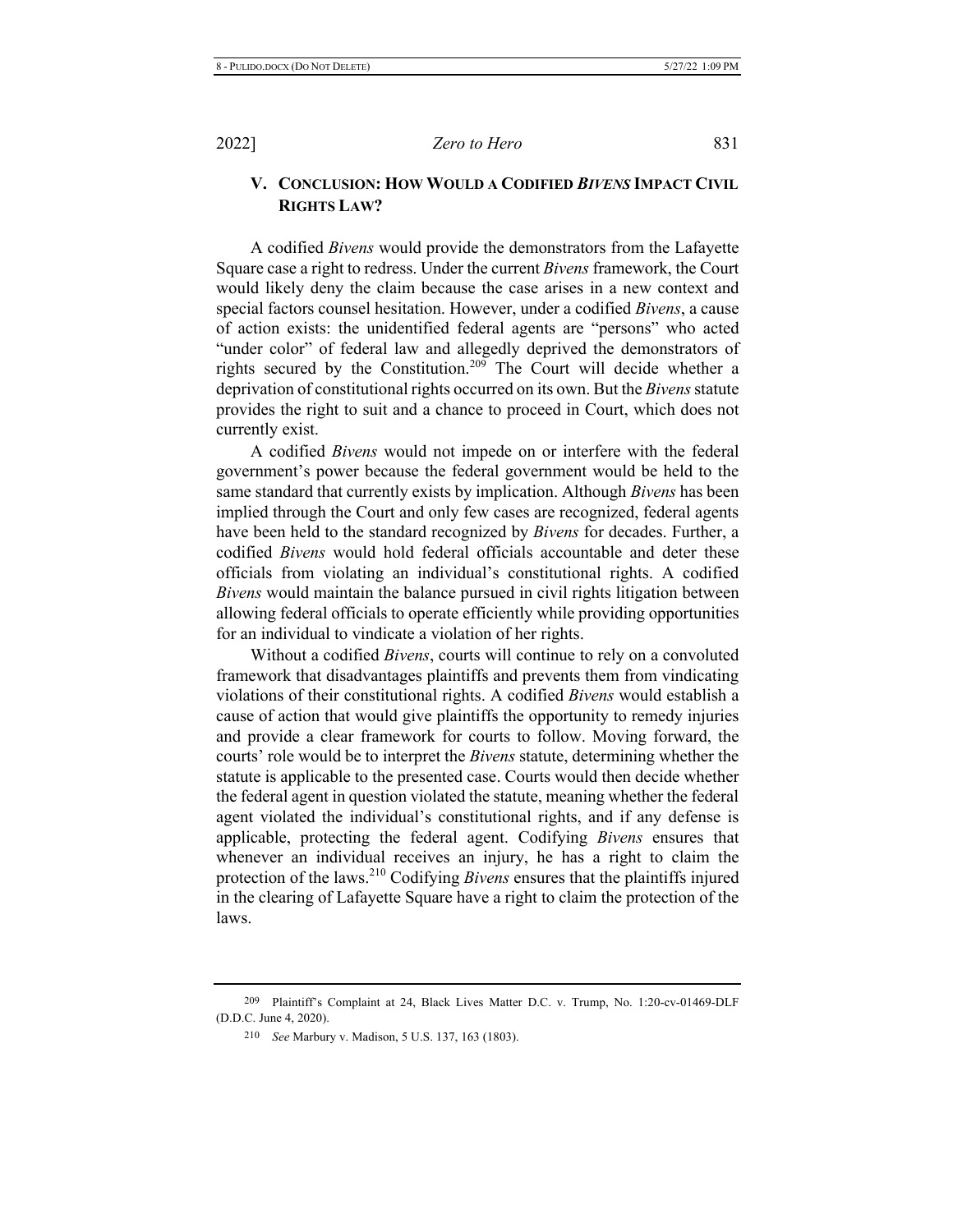## V. CONCLUSION: HOW WOULD A CODIFIED *BIVENS* IMPACT CIVIL RIGHTS LAW?

A codified *Bivens* would provide the demonstrators from the Lafayette Square case a right to redress. Under the current *Bivens* framework, the Court would likely deny the claim because the case arises in a new context and special factors counsel hesitation. However, under a codified *Bivens*, a cause of action exists: the unidentified federal agents are "persons" who acted "under color" of federal law and allegedly deprived the demonstrators of rights secured by the Constitution.[209] The Court will decide whether a deprivation of constitutional rights occurred on its own. But the *Bivens* statute provides the right to suit and a chance to proceed in Court, which does not currently exist.

A codified *Bivens* would not impede on or interfere with the federal government's power because the federal government would be held to the same standard that currently exists by implication. Although *Bivens* has been implied through the Court and only few cases are recognized, federal agents have been held to the standard recognized by *Bivens* for decades. Further, a codified *Bivens* would hold federal officials accountable and deter these officials from violating an individual's constitutional rights. A codified *Bivens* would maintain the balance pursued in civil rights litigation between allowing federal officials to operate efficiently while providing opportunities for an individual to vindicate a violation of her rights.

Without a codified *Bivens*, courts will continue to rely on a convoluted framework that disadvantages plaintiffs and prevents them from vindicating violations of their constitutional rights. A codified *Bivens* would establish a cause of action that would give plaintiffs the opportunity to remedy injuries and provide a clear framework for courts to follow. Moving forward, the courts' role would be to interpret the *Bivens* statute, determining whether the statute is applicable to the presented case. Courts would then decide whether the federal agent in question violated the statute, meaning whether the federal agent violated the individual's constitutional rights, and if any defense is applicable, protecting the federal agent. Codifying *Bivens* ensures that whenever an individual receives an injury, he has a right to claim the protection of the laws.[210] Codifying *Bivens* ensures that the plaintiffs injured in the clearing of Lafayette Square have a right to claim the protection of the laws.

---

209 Plaintiff's Complaint at 24, Black Lives Matter D.C. v. Trump, No. 1:20-cv-01469-DLF (D.D.C. June 4, 2020).

210 *See* Marbury v. Madison, 5 U.S. 137, 163 (1803).